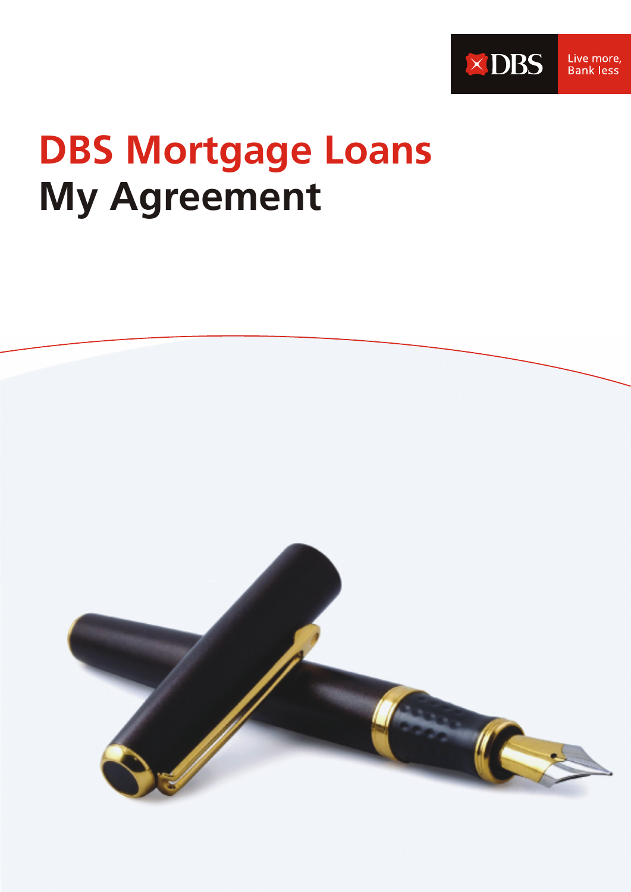DBS Live more, Bank less

# DBS Mortgage Loans
# My Agreement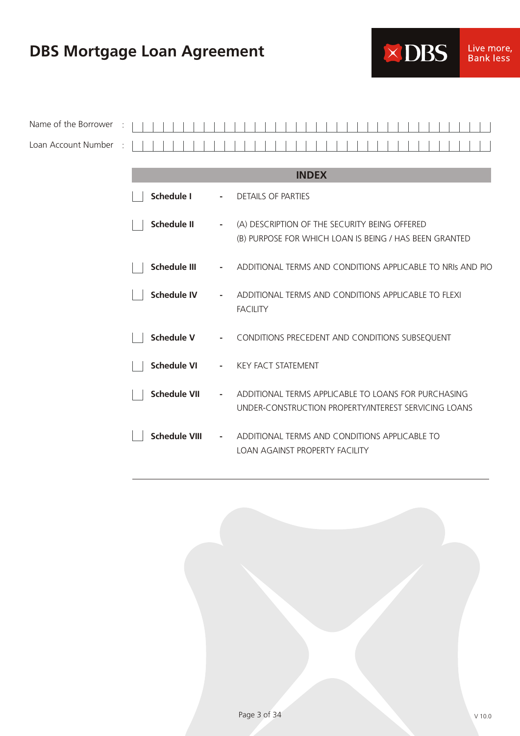# DBS Mortgage Loan Agreement

Name of the Borrower :

Loan Account Number :

## INDEX

| | | |
|---|---|---|
| ☐ **Schedule I** | - | DETAILS OF PARTIES |
| ☐ **Schedule II** | - | (A) DESCRIPTION OF THE SECURITY BEING OFFERED<br>(B) PURPOSE FOR WHICH LOAN IS BEING / HAS BEEN GRANTED |
| ☐ **Schedule III** | - | ADDITIONAL TERMS AND CONDITIONS APPLICABLE TO NRIs AND PIO |
| ☐ **Schedule IV** | - | ADDITIONAL TERMS AND CONDITIONS APPLICABLE TO FLEXI FACILITY |
| ☐ **Schedule V** | - | CONDITIONS PRECEDENT AND CONDITIONS SUBSEQUENT |
| ☐ **Schedule VI** | - | KEY FACT STATEMENT |
| ☐ **Schedule VII** | - | ADDITIONAL TERMS APPLICABLE TO LOANS FOR PURCHASING UNDER-CONSTRUCTION PROPERTY/INTEREST SERVICING LOANS |
| ☐ **Schedule VIII** | - | ADDITIONAL TERMS AND CONDITIONS APPLICABLE TO LOAN AGAINST PROPERTY FACILITY |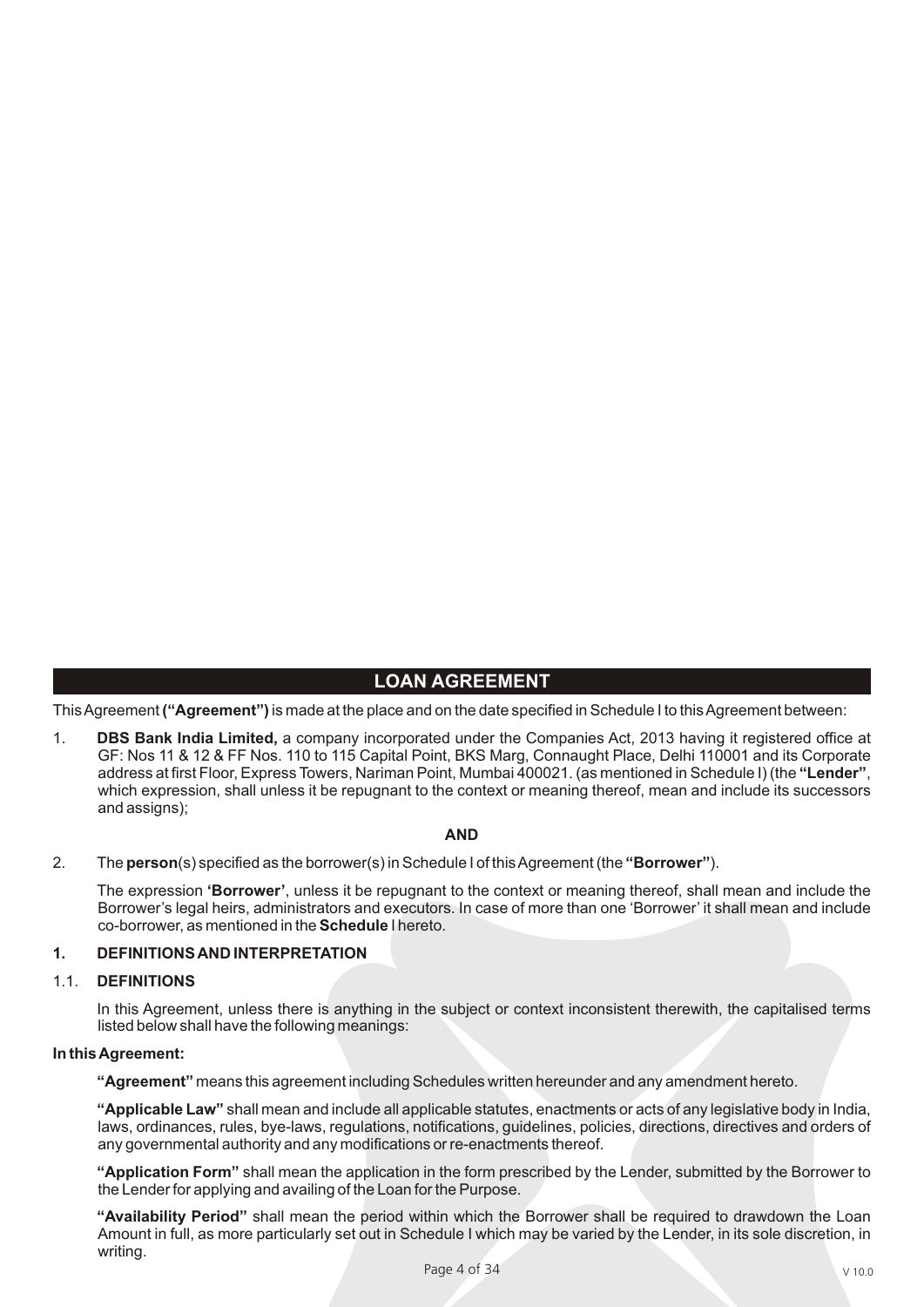## LOAN AGREEMENT

This Agreement **("Agreement")** is made at the place and on the date specified in Schedule I to this Agreement between:

1. **DBS Bank India Limited,** a company incorporated under the Companies Act, 2013 having it registered office at GF: Nos 11 & 12 & FF Nos. 110 to 115 Capital Point, BKS Marg, Connaught Place, Delhi 110001 and its Corporate address at first Floor, Express Towers, Nariman Point, Mumbai 400021. (as mentioned in Schedule I) (the **"Lender"**, which expression, shall unless it be repugnant to the context or meaning thereof, mean and include its successors and assigns);

**AND**

2. The **person**(s) specified as the borrower(s) in Schedule I of this Agreement (the **"Borrower"**).

   The expression **'Borrower'**, unless it be repugnant to the context or meaning thereof, shall mean and include the Borrower's legal heirs, administrators and executors. In case of more than one 'Borrower' it shall mean and include co-borrower, as mentioned in the **Schedule** I hereto.

### 1. DEFINITIONS AND INTERPRETATION

#### 1.1. DEFINITIONS

In this Agreement, unless there is anything in the subject or context inconsistent therewith, the capitalised terms listed below shall have the following meanings:

**In this Agreement:**

**"Agreement"** means this agreement including Schedules written hereunder and any amendment hereto.

**"Applicable Law"** shall mean and include all applicable statutes, enactments or acts of any legislative body in India, laws, ordinances, rules, bye-laws, regulations, notifications, guidelines, policies, directions, directives and orders of any governmental authority and any modifications or re-enactments thereof.

**"Application Form"** shall mean the application in the form prescribed by the Lender, submitted by the Borrower to the Lender for applying and availing of the Loan for the Purpose.

**"Availability Period"** shall mean the period within which the Borrower shall be required to drawdown the Loan Amount in full, as more particularly set out in Schedule I which may be varied by the Lender, in its sole discretion, in writing.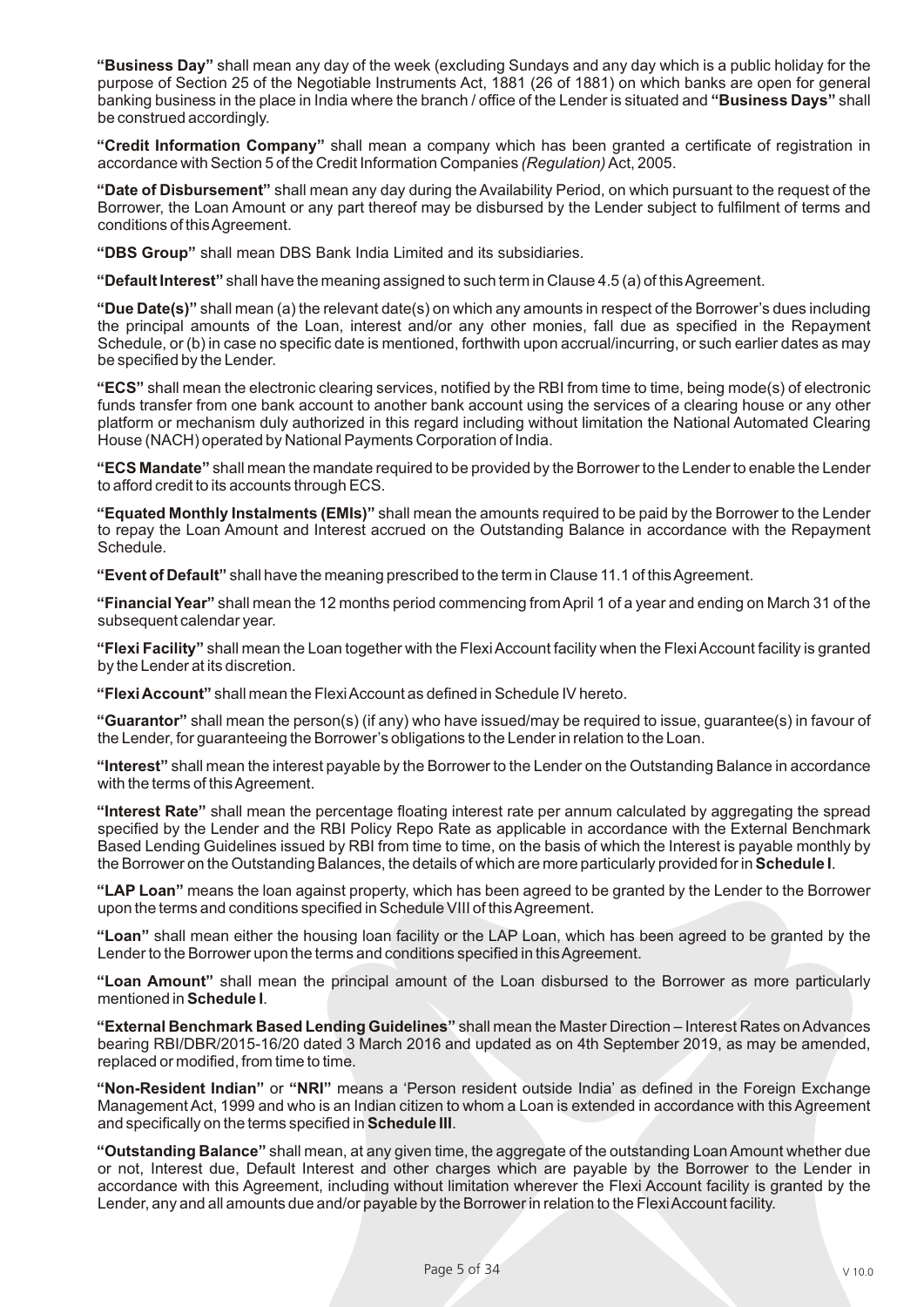**"Business Day"** shall mean any day of the week (excluding Sundays and any day which is a public holiday for the purpose of Section 25 of the Negotiable Instruments Act, 1881 (26 of 1881) on which banks are open for general banking business in the place in India where the branch / office of the Lender is situated and **"Business Days"** shall be construed accordingly.

**"Credit Information Company"** shall mean a company which has been granted a certificate of registration in accordance with Section 5 of the Credit Information Companies *(Regulation)* Act, 2005.

**"Date of Disbursement"** shall mean any day during the Availability Period, on which pursuant to the request of the Borrower, the Loan Amount or any part thereof may be disbursed by the Lender subject to fulfilment of terms and conditions of this Agreement.

**"DBS Group"** shall mean DBS Bank India Limited and its subsidiaries.

**"Default Interest"** shall have the meaning assigned to such term in Clause 4.5 (a) of this Agreement.

**"Due Date(s)"** shall mean (a) the relevant date(s) on which any amounts in respect of the Borrower's dues including the principal amounts of the Loan, interest and/or any other monies, fall due as specified in the Repayment Schedule, or (b) in case no specific date is mentioned, forthwith upon accrual/incurring, or such earlier dates as may be specified by the Lender.

**"ECS"** shall mean the electronic clearing services, notified by the RBI from time to time, being mode(s) of electronic funds transfer from one bank account to another bank account using the services of a clearing house or any other platform or mechanism duly authorized in this regard including without limitation the National Automated Clearing House (NACH) operated by National Payments Corporation of India.

**"ECS Mandate"** shall mean the mandate required to be provided by the Borrower to the Lender to enable the Lender to afford credit to its accounts through ECS.

**"Equated Monthly Instalments (EMIs)"** shall mean the amounts required to be paid by the Borrower to the Lender to repay the Loan Amount and Interest accrued on the Outstanding Balance in accordance with the Repayment Schedule.

**"Event of Default"** shall have the meaning prescribed to the term in Clause 11.1 of this Agreement.

**"Financial Year"** shall mean the 12 months period commencing from April 1 of a year and ending on March 31 of the subsequent calendar year.

**"Flexi Facility"** shall mean the Loan together with the Flexi Account facility when the Flexi Account facility is granted by the Lender at its discretion.

**"Flexi Account"** shall mean the Flexi Account as defined in Schedule IV hereto.

**"Guarantor"** shall mean the person(s) (if any) who have issued/may be required to issue, guarantee(s) in favour of the Lender, for guaranteeing the Borrower's obligations to the Lender in relation to the Loan.

**"Interest"** shall mean the interest payable by the Borrower to the Lender on the Outstanding Balance in accordance with the terms of this Agreement.

**"Interest Rate"** shall mean the percentage floating interest rate per annum calculated by aggregating the spread specified by the Lender and the RBI Policy Repo Rate as applicable in accordance with the External Benchmark Based Lending Guidelines issued by RBI from time to time, on the basis of which the Interest is payable monthly by the Borrower on the Outstanding Balances, the details of which are more particularly provided for in **Schedule I**.

**"LAP Loan"** means the loan against property, which has been agreed to be granted by the Lender to the Borrower upon the terms and conditions specified in Schedule VIII of this Agreement.

**"Loan"** shall mean either the housing loan facility or the LAP Loan, which has been agreed to be granted by the Lender to the Borrower upon the terms and conditions specified in this Agreement.

**"Loan Amount"** shall mean the principal amount of the Loan disbursed to the Borrower as more particularly mentioned in **Schedule I**.

**"External Benchmark Based Lending Guidelines"** shall mean the Master Direction – Interest Rates on Advances bearing RBI/DBR/2015-16/20 dated 3 March 2016 and updated as on 4th September 2019, as may be amended, replaced or modified, from time to time.

**"Non-Resident Indian"** or **"NRI"** means a 'Person resident outside India' as defined in the Foreign Exchange Management Act, 1999 and who is an Indian citizen to whom a Loan is extended in accordance with this Agreement and specifically on the terms specified in **Schedule III**.

**"Outstanding Balance"** shall mean, at any given time, the aggregate of the outstanding Loan Amount whether due or not, Interest due, Default Interest and other charges which are payable by the Borrower to the Lender in accordance with this Agreement, including without limitation wherever the Flexi Account facility is granted by the Lender, any and all amounts due and/or payable by the Borrower in relation to the Flexi Account facility.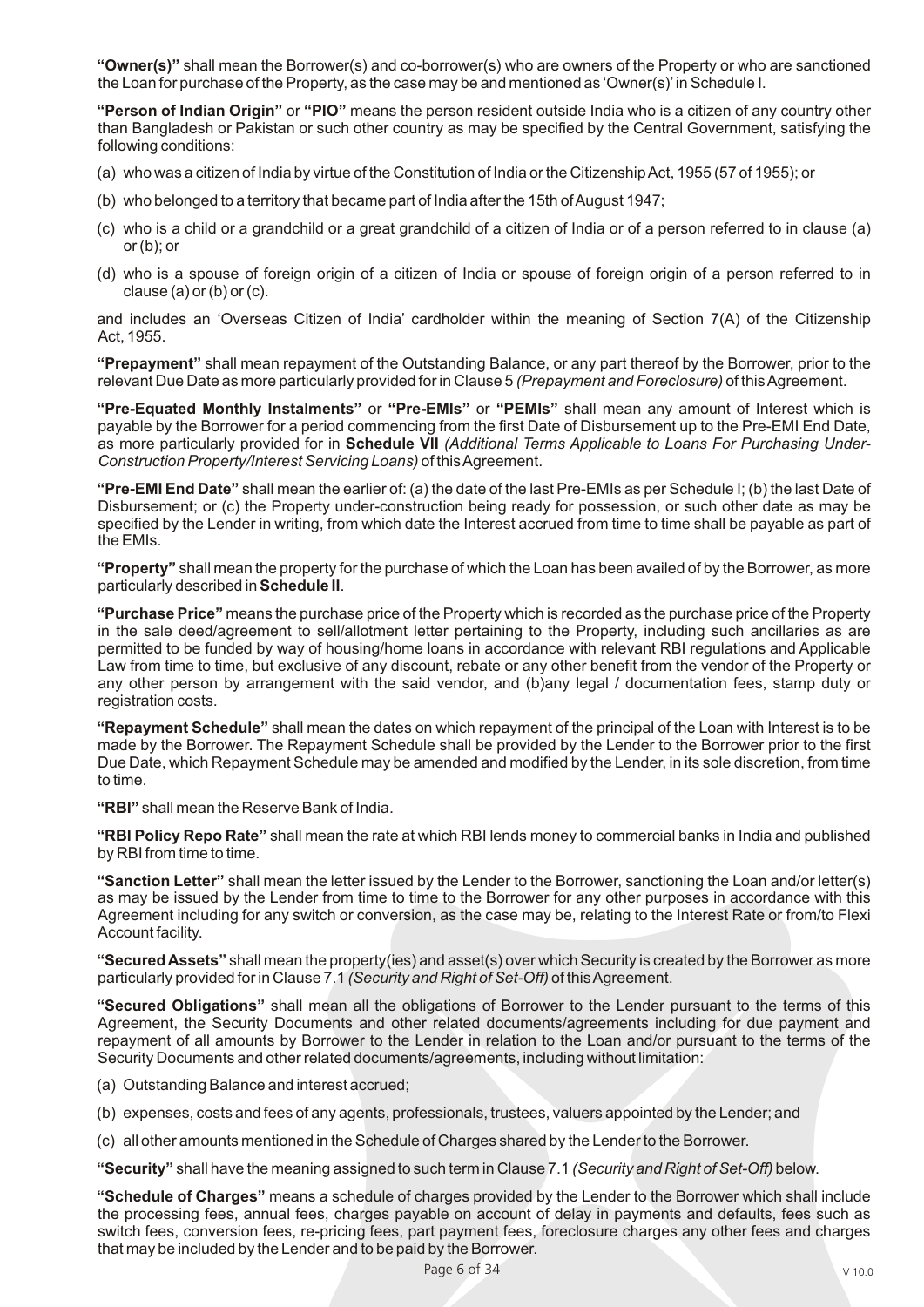**"Owner(s)"** shall mean the Borrower(s) and co-borrower(s) who are owners of the Property or who are sanctioned the Loan for purchase of the Property, as the case may be and mentioned as 'Owner(s)' in Schedule I.

**"Person of Indian Origin"** or **"PIO"** means the person resident outside India who is a citizen of any country other than Bangladesh or Pakistan or such other country as may be specified by the Central Government, satisfying the following conditions:

(a) who was a citizen of India by virtue of the Constitution of India or the Citizenship Act, 1955 (57 of 1955); or

(b) who belonged to a territory that became part of India after the 15th of August 1947;

(c) who is a child or a grandchild or a great grandchild of a citizen of India or of a person referred to in clause (a) or (b); or

(d) who is a spouse of foreign origin of a citizen of India or spouse of foreign origin of a person referred to in clause (a) or (b) or (c).

and includes an 'Overseas Citizen of India' cardholder within the meaning of Section 7(A) of the Citizenship Act, 1955.

**"Prepayment"** shall mean repayment of the Outstanding Balance, or any part thereof by the Borrower, prior to the relevant Due Date as more particularly provided for in Clause 5 *(Prepayment and Foreclosure)* of this Agreement.

**"Pre-Equated Monthly Instalments"** or **"Pre-EMIs"** or **"PEMIs"** shall mean any amount of Interest which is payable by the Borrower for a period commencing from the first Date of Disbursement up to the Pre-EMI End Date, as more particularly provided for in **Schedule VII** *(Additional Terms Applicable to Loans For Purchasing Under-Construction Property/Interest Servicing Loans)* of this Agreement.

**"Pre-EMI End Date"** shall mean the earlier of: (a) the date of the last Pre-EMIs as per Schedule I; (b) the last Date of Disbursement; or (c) the Property under-construction being ready for possession, or such other date as may be specified by the Lender in writing, from which date the Interest accrued from time to time shall be payable as part of the EMIs.

**"Property"** shall mean the property for the purchase of which the Loan has been availed of by the Borrower, as more particularly described in **Schedule II**.

**"Purchase Price"** means the purchase price of the Property which is recorded as the purchase price of the Property in the sale deed/agreement to sell/allotment letter pertaining to the Property, including such ancillaries as are permitted to be funded by way of housing/home loans in accordance with relevant RBI regulations and Applicable Law from time to time, but exclusive of any discount, rebate or any other benefit from the vendor of the Property or any other person by arrangement with the said vendor, and (b)any legal / documentation fees, stamp duty or registration costs.

**"Repayment Schedule"** shall mean the dates on which repayment of the principal of the Loan with Interest is to be made by the Borrower. The Repayment Schedule shall be provided by the Lender to the Borrower prior to the first Due Date, which Repayment Schedule may be amended and modified by the Lender, in its sole discretion, from time to time.

**"RBI"** shall mean the Reserve Bank of India.

**"RBI Policy Repo Rate"** shall mean the rate at which RBI lends money to commercial banks in India and published by RBI from time to time.

**"Sanction Letter"** shall mean the letter issued by the Lender to the Borrower, sanctioning the Loan and/or letter(s) as may be issued by the Lender from time to time to the Borrower for any other purposes in accordance with this Agreement including for any switch or conversion, as the case may be, relating to the Interest Rate or from/to Flexi Account facility.

**"Secured Assets"** shall mean the property(ies) and asset(s) over which Security is created by the Borrower as more particularly provided for in Clause 7.1 *(Security and Right of Set-Off)* of this Agreement.

**"Secured Obligations"** shall mean all the obligations of Borrower to the Lender pursuant to the terms of this Agreement, the Security Documents and other related documents/agreements including for due payment and repayment of all amounts by Borrower to the Lender in relation to the Loan and/or pursuant to the terms of the Security Documents and other related documents/agreements, including without limitation:

(a) Outstanding Balance and interest accrued;

(b) expenses, costs and fees of any agents, professionals, trustees, valuers appointed by the Lender; and

(c) all other amounts mentioned in the Schedule of Charges shared by the Lender to the Borrower.

**"Security"** shall have the meaning assigned to such term in Clause 7.1 *(Security and Right of Set-Off)* below.

**"Schedule of Charges"** means a schedule of charges provided by the Lender to the Borrower which shall include the processing fees, annual fees, charges payable on account of delay in payments and defaults, fees such as switch fees, conversion fees, re-pricing fees, part payment fees, foreclosure charges any other fees and charges that may be included by the Lender and to be paid by the Borrower.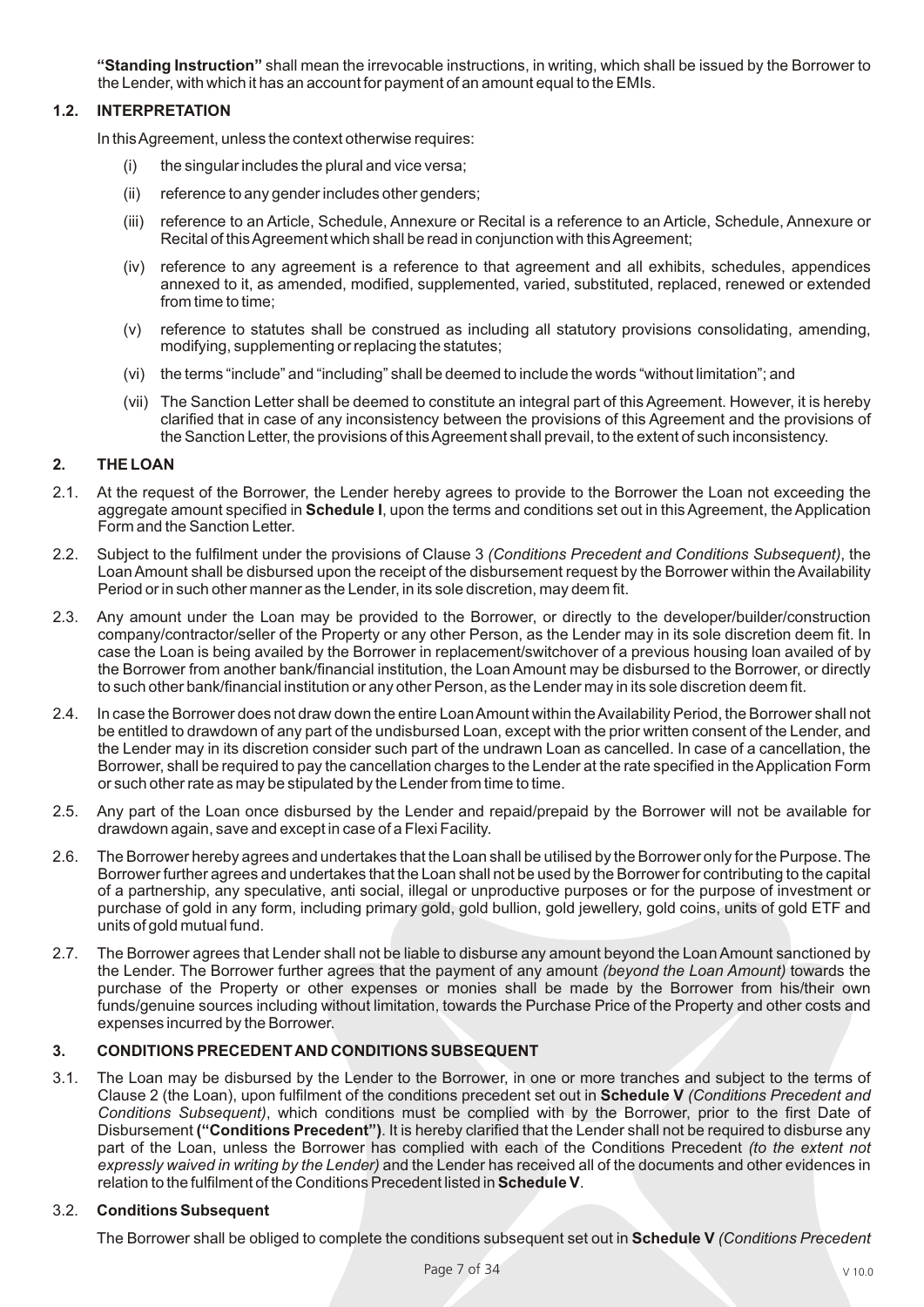**"Standing Instruction"** shall mean the irrevocable instructions, in writing, which shall be issued by the Borrower to the Lender, with which it has an account for payment of an amount equal to the EMIs.

### 1.2. INTERPRETATION

In this Agreement, unless the context otherwise requires:

(i) the singular includes the plural and vice versa;

(ii) reference to any gender includes other genders;

(iii) reference to an Article, Schedule, Annexure or Recital is a reference to an Article, Schedule, Annexure or Recital of this Agreement which shall be read in conjunction with this Agreement;

(iv) reference to any agreement is a reference to that agreement and all exhibits, schedules, appendices annexed to it, as amended, modified, supplemented, varied, substituted, replaced, renewed or extended from time to time;

(v) reference to statutes shall be construed as including all statutory provisions consolidating, amending, modifying, supplementing or replacing the statutes;

(vi) the terms "include" and "including" shall be deemed to include the words "without limitation"; and

(vii) The Sanction Letter shall be deemed to constitute an integral part of this Agreement. However, it is hereby clarified that in case of any inconsistency between the provisions of this Agreement and the provisions of the Sanction Letter, the provisions of this Agreement shall prevail, to the extent of such inconsistency.

## 2. THE LOAN

2.1. At the request of the Borrower, the Lender hereby agrees to provide to the Borrower the Loan not exceeding the aggregate amount specified in **Schedule I**, upon the terms and conditions set out in this Agreement, the Application Form and the Sanction Letter.

2.2. Subject to the fulfilment under the provisions of Clause 3 *(Conditions Precedent and Conditions Subsequent)*, the Loan Amount shall be disbursed upon the receipt of the disbursement request by the Borrower within the Availability Period or in such other manner as the Lender, in its sole discretion, may deem fit.

2.3. Any amount under the Loan may be provided to the Borrower, or directly to the developer/builder/construction company/contractor/seller of the Property or any other Person, as the Lender may in its sole discretion deem fit. In case the Loan is being availed by the Borrower in replacement/switchover of a previous housing loan availed of by the Borrower from another bank/financial institution, the Loan Amount may be disbursed to the Borrower, or directly to such other bank/financial institution or any other Person, as the Lender may in its sole discretion deem fit.

2.4. In case the Borrower does not draw down the entire Loan Amount within the Availability Period, the Borrower shall not be entitled to drawdown of any part of the undisbursed Loan, except with the prior written consent of the Lender, and the Lender may in its discretion consider such part of the undrawn Loan as cancelled. In case of a cancellation, the Borrower, shall be required to pay the cancellation charges to the Lender at the rate specified in the Application Form or such other rate as may be stipulated by the Lender from time to time.

2.5. Any part of the Loan once disbursed by the Lender and repaid/prepaid by the Borrower will not be available for drawdown again, save and except in case of a Flexi Facility.

2.6. The Borrower hereby agrees and undertakes that the Loan shall be utilised by the Borrower only for the Purpose. The Borrower further agrees and undertakes that the Loan shall not be used by the Borrower for contributing to the capital of a partnership, any speculative, anti social, illegal or unproductive purposes or for the purpose of investment or purchase of gold in any form, including primary gold, gold bullion, gold jewellery, gold coins, units of gold ETF and units of gold mutual fund.

2.7. The Borrower agrees that Lender shall not be liable to disburse any amount beyond the Loan Amount sanctioned by the Lender. The Borrower further agrees that the payment of any amount *(beyond the Loan Amount)* towards the purchase of the Property or other expenses or monies shall be made by the Borrower from his/their own funds/genuine sources including without limitation, towards the Purchase Price of the Property and other costs and expenses incurred by the Borrower.

## 3. CONDITIONS PRECEDENT AND CONDITIONS SUBSEQUENT

3.1. The Loan may be disbursed by the Lender to the Borrower, in one or more tranches and subject to the terms of Clause 2 (the Loan), upon fulfilment of the conditions precedent set out in **Schedule V** *(Conditions Precedent and Conditions Subsequent)*, which conditions must be complied with by the Borrower, prior to the first Date of Disbursement **("Conditions Precedent")**. It is hereby clarified that the Lender shall not be required to disburse any part of the Loan, unless the Borrower has complied with each of the Conditions Precedent *(to the extent not expressly waived in writing by the Lender)* and the Lender has received all of the documents and other evidences in relation to the fulfilment of the Conditions Precedent listed in **Schedule V**.

3.2. **Conditions Subsequent**

The Borrower shall be obliged to complete the conditions subsequent set out in **Schedule V** *(Conditions Precedent*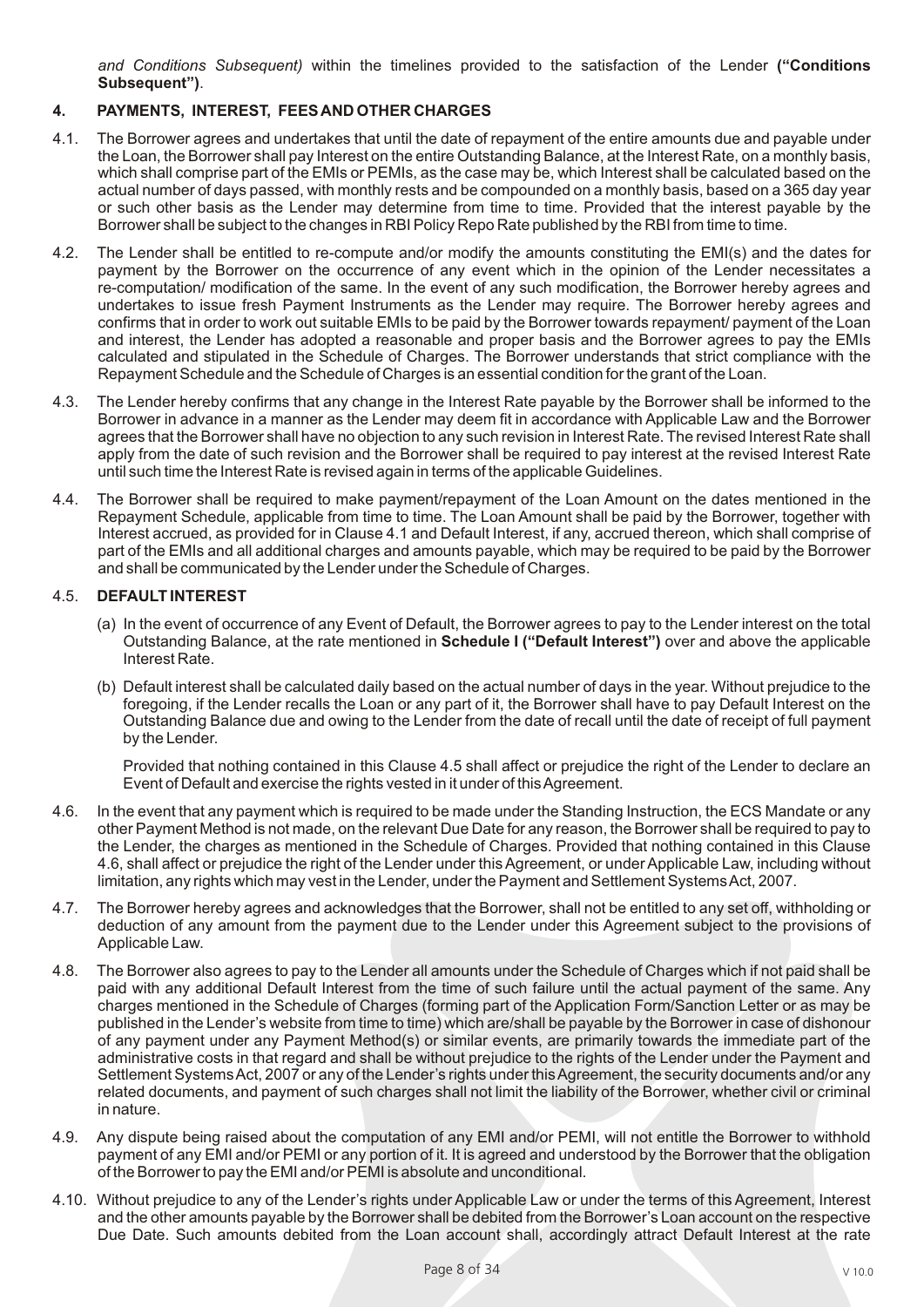*and Conditions Subsequent)* within the timelines provided to the satisfaction of the Lender **("Conditions Subsequent")**.

## 4. PAYMENTS, INTEREST, FEES AND OTHER CHARGES

4.1. The Borrower agrees and undertakes that until the date of repayment of the entire amounts due and payable under the Loan, the Borrower shall pay Interest on the entire Outstanding Balance, at the Interest Rate, on a monthly basis, which shall comprise part of the EMIs or PEMIs, as the case may be, which Interest shall be calculated based on the actual number of days passed, with monthly rests and be compounded on a monthly basis, based on a 365 day year or such other basis as the Lender may determine from time to time. Provided that the interest payable by the Borrower shall be subject to the changes in RBI Policy Repo Rate published by the RBI from time to time.

4.2. The Lender shall be entitled to re-compute and/or modify the amounts constituting the EMI(s) and the dates for payment by the Borrower on the occurrence of any event which in the opinion of the Lender necessitates a re-computation/ modification of the same. In the event of any such modification, the Borrower hereby agrees and undertakes to issue fresh Payment Instruments as the Lender may require. The Borrower hereby agrees and confirms that in order to work out suitable EMIs to be paid by the Borrower towards repayment/ payment of the Loan and interest, the Lender has adopted a reasonable and proper basis and the Borrower agrees to pay the EMIs calculated and stipulated in the Schedule of Charges. The Borrower understands that strict compliance with the Repayment Schedule and the Schedule of Charges is an essential condition for the grant of the Loan.

4.3. The Lender hereby confirms that any change in the Interest Rate payable by the Borrower shall be informed to the Borrower in advance in a manner as the Lender may deem fit in accordance with Applicable Law and the Borrower agrees that the Borrower shall have no objection to any such revision in Interest Rate. The revised Interest Rate shall apply from the date of such revision and the Borrower shall be required to pay interest at the revised Interest Rate until such time the Interest Rate is revised again in terms of the applicable Guidelines.

4.4. The Borrower shall be required to make payment/repayment of the Loan Amount on the dates mentioned in the Repayment Schedule, applicable from time to time. The Loan Amount shall be paid by the Borrower, together with Interest accrued, as provided for in Clause 4.1 and Default Interest, if any, accrued thereon, which shall comprise of part of the EMIs and all additional charges and amounts payable, which may be required to be paid by the Borrower and shall be communicated by the Lender under the Schedule of Charges.

4.5. **DEFAULT INTEREST**

(a) In the event of occurrence of any Event of Default, the Borrower agrees to pay to the Lender interest on the total Outstanding Balance, at the rate mentioned in **Schedule I ("Default Interest")** over and above the applicable Interest Rate.

(b) Default interest shall be calculated daily based on the actual number of days in the year. Without prejudice to the foregoing, if the Lender recalls the Loan or any part of it, the Borrower shall have to pay Default Interest on the Outstanding Balance due and owing to the Lender from the date of recall until the date of receipt of full payment by the Lender.

Provided that nothing contained in this Clause 4.5 shall affect or prejudice the right of the Lender to declare an Event of Default and exercise the rights vested in it under of this Agreement.

4.6. In the event that any payment which is required to be made under the Standing Instruction, the ECS Mandate or any other Payment Method is not made, on the relevant Due Date for any reason, the Borrower shall be required to pay to the Lender, the charges as mentioned in the Schedule of Charges. Provided that nothing contained in this Clause 4.6, shall affect or prejudice the right of the Lender under this Agreement, or under Applicable Law, including without limitation, any rights which may vest in the Lender, under the Payment and Settlement Systems Act, 2007.

4.7. The Borrower hereby agrees and acknowledges that the Borrower, shall not be entitled to any set off, withholding or deduction of any amount from the payment due to the Lender under this Agreement subject to the provisions of Applicable Law.

4.8. The Borrower also agrees to pay to the Lender all amounts under the Schedule of Charges which if not paid shall be paid with any additional Default Interest from the time of such failure until the actual payment of the same. Any charges mentioned in the Schedule of Charges (forming part of the Application Form/Sanction Letter or as may be published in the Lender's website from time to time) which are/shall be payable by the Borrower in case of dishonour of any payment under any Payment Method(s) or similar events, are primarily towards the immediate part of the administrative costs in that regard and shall be without prejudice to the rights of the Lender under the Payment and Settlement Systems Act, 2007 or any of the Lender's rights under this Agreement, the security documents and/or any related documents, and payment of such charges shall not limit the liability of the Borrower, whether civil or criminal in nature.

4.9. Any dispute being raised about the computation of any EMI and/or PEMI, will not entitle the Borrower to withhold payment of any EMI and/or PEMI or any portion of it. It is agreed and understood by the Borrower that the obligation of the Borrower to pay the EMI and/or PEMI is absolute and unconditional.

4.10. Without prejudice to any of the Lender's rights under Applicable Law or under the terms of this Agreement, Interest and the other amounts payable by the Borrower shall be debited from the Borrower's Loan account on the respective Due Date. Such amounts debited from the Loan account shall, accordingly attract Default Interest at the rate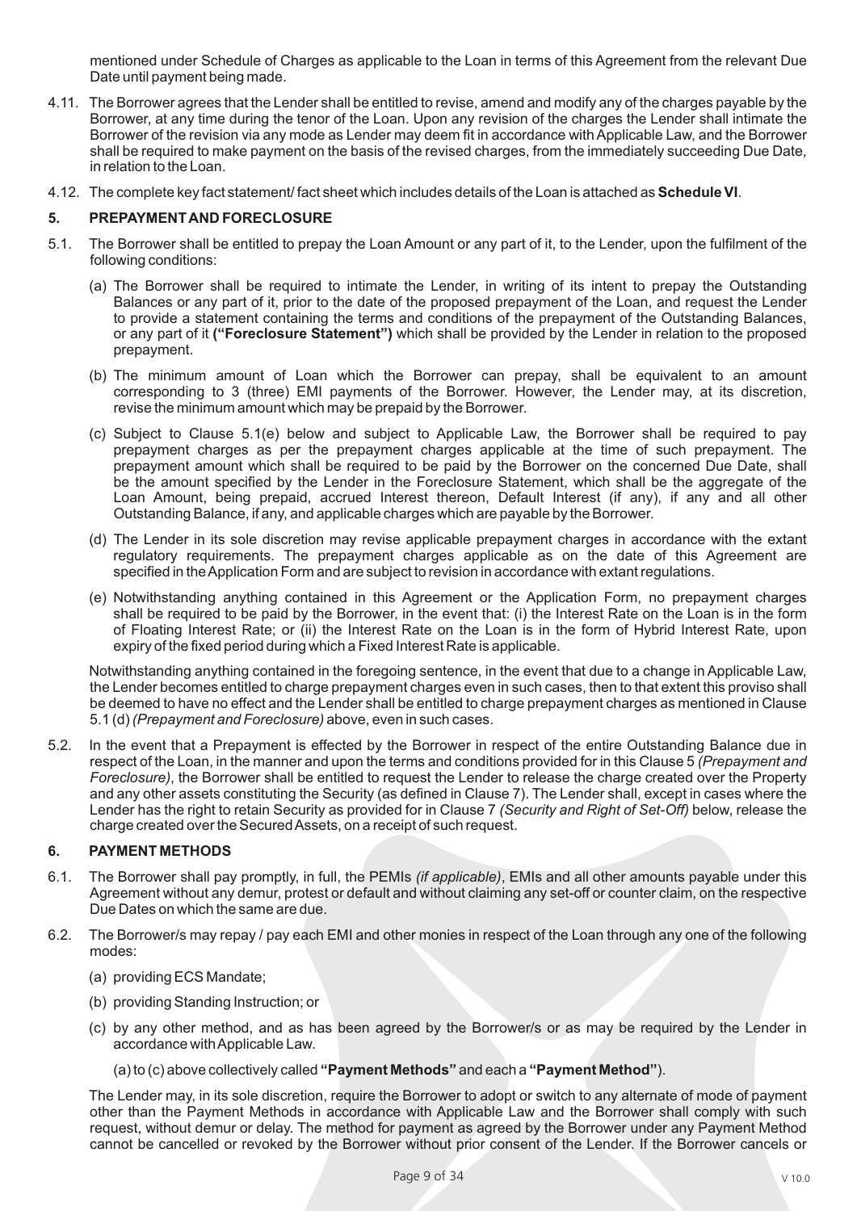mentioned under Schedule of Charges as applicable to the Loan in terms of this Agreement from the relevant Due Date until payment being made.

4.11. The Borrower agrees that the Lender shall be entitled to revise, amend and modify any of the charges payable by the Borrower, at any time during the tenor of the Loan. Upon any revision of the charges the Lender shall intimate the Borrower of the revision via any mode as Lender may deem fit in accordance with Applicable Law, and the Borrower shall be required to make payment on the basis of the revised charges, from the immediately succeeding Due Date, in relation to the Loan.

4.12. The complete key fact statement/ fact sheet which includes details of the Loan is attached as **Schedule VI**.

## 5. PREPAYMENT AND FORECLOSURE

5.1. The Borrower shall be entitled to prepay the Loan Amount or any part of it, to the Lender, upon the fulfilment of the following conditions:

(a) The Borrower shall be required to intimate the Lender, in writing of its intent to prepay the Outstanding Balances or any part of it, prior to the date of the proposed prepayment of the Loan, and request the Lender to provide a statement containing the terms and conditions of the prepayment of the Outstanding Balances, or any part of it **("Foreclosure Statement")** which shall be provided by the Lender in relation to the proposed prepayment.

(b) The minimum amount of Loan which the Borrower can prepay, shall be equivalent to an amount corresponding to 3 (three) EMI payments of the Borrower. However, the Lender may, at its discretion, revise the minimum amount which may be prepaid by the Borrower.

(c) Subject to Clause 5.1(e) below and subject to Applicable Law, the Borrower shall be required to pay prepayment charges as per the prepayment charges applicable at the time of such prepayment. The prepayment amount which shall be required to be paid by the Borrower on the concerned Due Date, shall be the amount specified by the Lender in the Foreclosure Statement, which shall be the aggregate of the Loan Amount, being prepaid, accrued Interest thereon, Default Interest (if any), if any and all other Outstanding Balance, if any, and applicable charges which are payable by the Borrower.

(d) The Lender in its sole discretion may revise applicable prepayment charges in accordance with the extant regulatory requirements. The prepayment charges applicable as on the date of this Agreement are specified in the Application Form and are subject to revision in accordance with extant regulations.

(e) Notwithstanding anything contained in this Agreement or the Application Form, no prepayment charges shall be required to be paid by the Borrower, in the event that: (i) the Interest Rate on the Loan is in the form of Floating Interest Rate; or (ii) the Interest Rate on the Loan is in the form of Hybrid Interest Rate, upon expiry of the fixed period during which a Fixed Interest Rate is applicable.

Notwithstanding anything contained in the foregoing sentence, in the event that due to a change in Applicable Law, the Lender becomes entitled to charge prepayment charges even in such cases, then to that extent this proviso shall be deemed to have no effect and the Lender shall be entitled to charge prepayment charges as mentioned in Clause 5.1 (d) *(Prepayment and Foreclosure)* above, even in such cases.

5.2. In the event that a Prepayment is effected by the Borrower in respect of the entire Outstanding Balance due in respect of the Loan, in the manner and upon the terms and conditions provided for in this Clause 5 *(Prepayment and Foreclosure)*, the Borrower shall be entitled to request the Lender to release the charge created over the Property and any other assets constituting the Security (as defined in Clause 7). The Lender shall, except in cases where the Lender has the right to retain Security as provided for in Clause 7 *(Security and Right of Set-Off)* below, release the charge created over the Secured Assets, on a receipt of such request.

## 6. PAYMENT METHODS

6.1. The Borrower shall pay promptly, in full, the PEMIs *(if applicable)*, EMIs and all other amounts payable under this Agreement without any demur, protest or default and without claiming any set-off or counter claim, on the respective Due Dates on which the same are due.

6.2. The Borrower/s may repay / pay each EMI and other monies in respect of the Loan through any one of the following modes:

(a) providing ECS Mandate;

(b) providing Standing Instruction; or

(c) by any other method, and as has been agreed by the Borrower/s or as may be required by the Lender in accordance with Applicable Law.

(a) to (c) above collectively called **"Payment Methods"** and each a **"Payment Method"**).

The Lender may, in its sole discretion, require the Borrower to adopt or switch to any alternate of mode of payment other than the Payment Methods in accordance with Applicable Law and the Borrower shall comply with such request, without demur or delay. The method for payment as agreed by the Borrower under any Payment Method cannot be cancelled or revoked by the Borrower without prior consent of the Lender. If the Borrower cancels or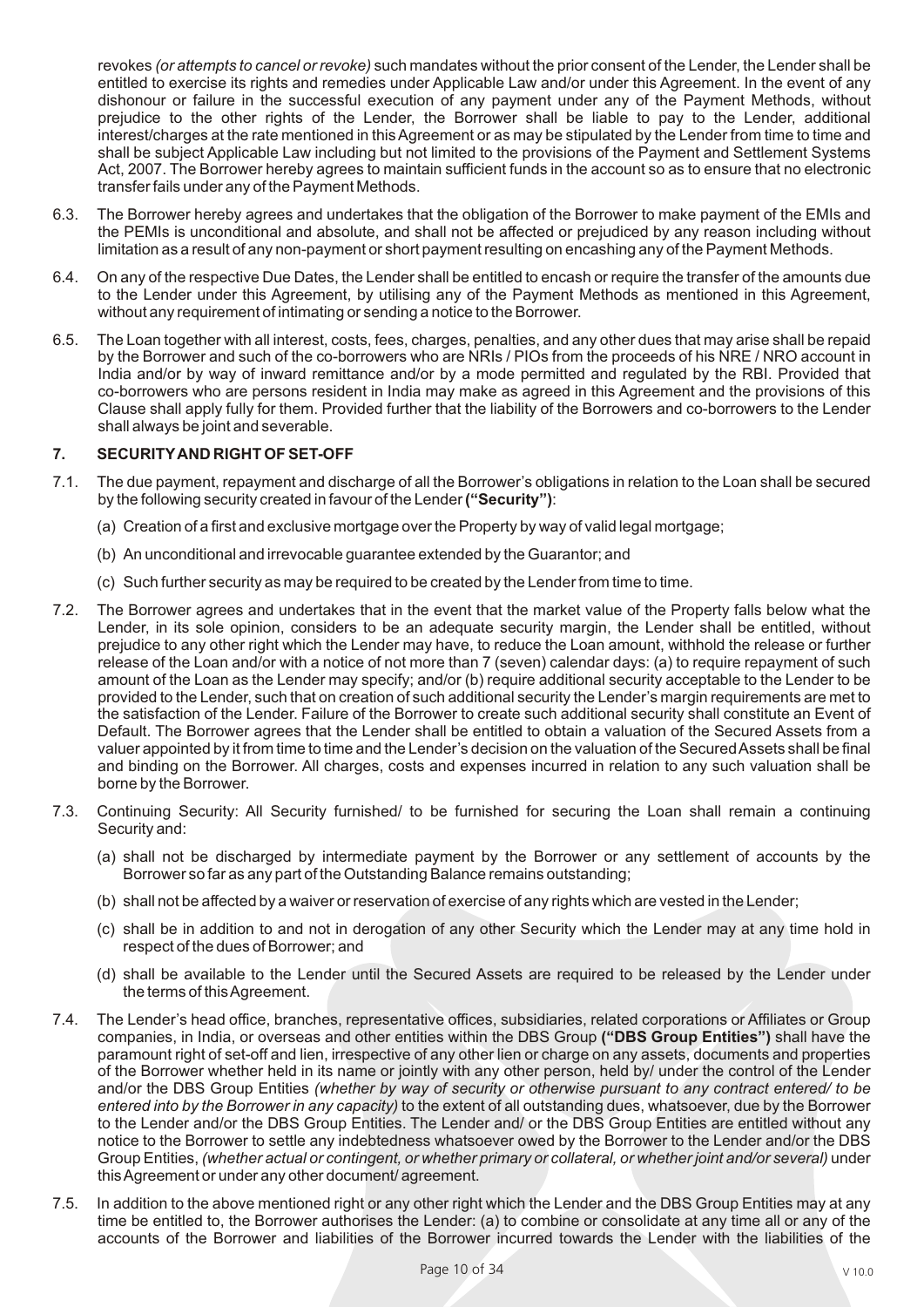revokes *(or attempts to cancel or revoke)* such mandates without the prior consent of the Lender, the Lender shall be entitled to exercise its rights and remedies under Applicable Law and/or under this Agreement. In the event of any dishonour or failure in the successful execution of any payment under any of the Payment Methods, without prejudice to the other rights of the Lender, the Borrower shall be liable to pay to the Lender, additional interest/charges at the rate mentioned in this Agreement or as may be stipulated by the Lender from time to time and shall be subject Applicable Law including but not limited to the provisions of the Payment and Settlement Systems Act, 2007. The Borrower hereby agrees to maintain sufficient funds in the account so as to ensure that no electronic transfer fails under any of the Payment Methods.

6.3. The Borrower hereby agrees and undertakes that the obligation of the Borrower to make payment of the EMIs and the PEMIs is unconditional and absolute, and shall not be affected or prejudiced by any reason including without limitation as a result of any non-payment or short payment resulting on encashing any of the Payment Methods.

6.4. On any of the respective Due Dates, the Lender shall be entitled to encash or require the transfer of the amounts due to the Lender under this Agreement, by utilising any of the Payment Methods as mentioned in this Agreement, without any requirement of intimating or sending a notice to the Borrower.

6.5. The Loan together with all interest, costs, fees, charges, penalties, and any other dues that may arise shall be repaid by the Borrower and such of the co-borrowers who are NRIs / PIOs from the proceeds of his NRE / NRO account in India and/or by way of inward remittance and/or by a mode permitted and regulated by the RBI. Provided that co-borrowers who are persons resident in India may make as agreed in this Agreement and the provisions of this Clause shall apply fully for them. Provided further that the liability of the Borrowers and co-borrowers to the Lender shall always be joint and severable.

## 7. SECURITY AND RIGHT OF SET-OFF

7.1. The due payment, repayment and discharge of all the Borrower's obligations in relation to the Loan shall be secured by the following security created in favour of the Lender **("Security")**:

(a) Creation of a first and exclusive mortgage over the Property by way of valid legal mortgage;

(b) An unconditional and irrevocable guarantee extended by the Guarantor; and

(c) Such further security as may be required to be created by the Lender from time to time.

7.2. The Borrower agrees and undertakes that in the event that the market value of the Property falls below what the Lender, in its sole opinion, considers to be an adequate security margin, the Lender shall be entitled, without prejudice to any other right which the Lender may have, to reduce the Loan amount, withhold the release or further release of the Loan and/or with a notice of not more than 7 (seven) calendar days: (a) to require repayment of such amount of the Loan as the Lender may specify; and/or (b) require additional security acceptable to the Lender to be provided to the Lender, such that on creation of such additional security the Lender's margin requirements are met to the satisfaction of the Lender. Failure of the Borrower to create such additional security shall constitute an Event of Default. The Borrower agrees that the Lender shall be entitled to obtain a valuation of the Secured Assets from a valuer appointed by it from time to time and the Lender's decision on the valuation of the Secured Assets shall be final and binding on the Borrower. All charges, costs and expenses incurred in relation to any such valuation shall be borne by the Borrower.

7.3. Continuing Security: All Security furnished/ to be furnished for securing the Loan shall remain a continuing Security and:

(a) shall not be discharged by intermediate payment by the Borrower or any settlement of accounts by the Borrower so far as any part of the Outstanding Balance remains outstanding;

(b) shall not be affected by a waiver or reservation of exercise of any rights which are vested in the Lender;

(c) shall be in addition to and not in derogation of any other Security which the Lender may at any time hold in respect of the dues of Borrower; and

(d) shall be available to the Lender until the Secured Assets are required to be released by the Lender under the terms of this Agreement.

7.4. The Lender's head office, branches, representative offices, subsidiaries, related corporations or Affiliates or Group companies, in India, or overseas and other entities within the DBS Group **("DBS Group Entities")** shall have the paramount right of set-off and lien, irrespective of any other lien or charge on any assets, documents and properties of the Borrower whether held in its name or jointly with any other person, held by/ under the control of the Lender and/or the DBS Group Entities *(whether by way of security or otherwise pursuant to any contract entered/ to be entered into by the Borrower in any capacity)* to the extent of all outstanding dues, whatsoever, due by the Borrower to the Lender and/or the DBS Group Entities. The Lender and/ or the DBS Group Entities are entitled without any notice to the Borrower to settle any indebtedness whatsoever owed by the Borrower to the Lender and/or the DBS Group Entities, *(whether actual or contingent, or whether primary or collateral, or whether joint and/or several)* under this Agreement or under any other document/ agreement.

7.5. In addition to the above mentioned right or any other right which the Lender and the DBS Group Entities may at any time be entitled to, the Borrower authorises the Lender: (a) to combine or consolidate at any time all or any of the accounts of the Borrower and liabilities of the Borrower incurred towards the Lender with the liabilities of the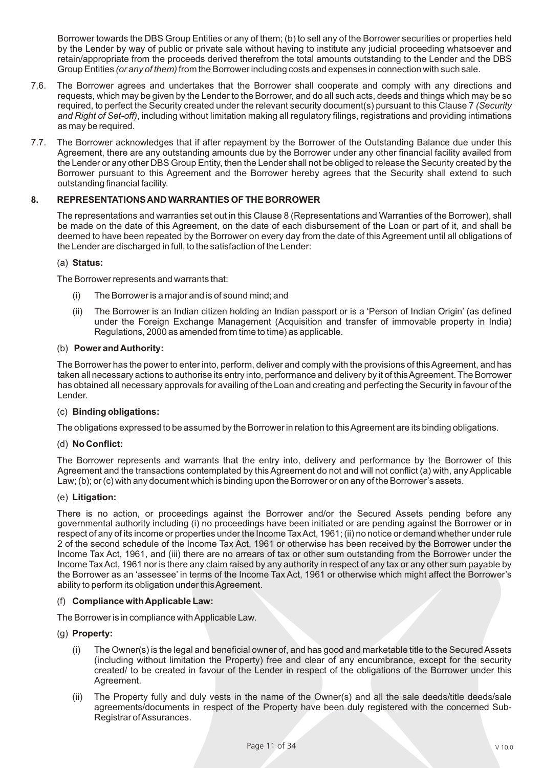Borrower towards the DBS Group Entities or any of them; (b) to sell any of the Borrower securities or properties held by the Lender by way of public or private sale without having to institute any judicial proceeding whatsoever and retain/appropriate from the proceeds derived therefrom the total amounts outstanding to the Lender and the DBS Group Entities *(or any of them)* from the Borrower including costs and expenses in connection with such sale.

7.6. The Borrower agrees and undertakes that the Borrower shall cooperate and comply with any directions and requests, which may be given by the Lender to the Borrower, and do all such acts, deeds and things which may be so required, to perfect the Security created under the relevant security document(s) pursuant to this Clause 7 *(Security and Right of Set-off)*, including without limitation making all regulatory filings, registrations and providing intimations as may be required.

7.7. The Borrower acknowledges that if after repayment by the Borrower of the Outstanding Balance due under this Agreement, there are any outstanding amounts due by the Borrower under any other financial facility availed from the Lender or any other DBS Group Entity, then the Lender shall not be obliged to release the Security created by the Borrower pursuant to this Agreement and the Borrower hereby agrees that the Security shall extend to such outstanding financial facility.

## 8. REPRESENTATIONS AND WARRANTIES OF THE BORROWER

The representations and warranties set out in this Clause 8 (Representations and Warranties of the Borrower), shall be made on the date of this Agreement, on the date of each disbursement of the Loan or part of it, and shall be deemed to have been repeated by the Borrower on every day from the date of this Agreement until all obligations of the Lender are discharged in full, to the satisfaction of the Lender:

(a) **Status:**

The Borrower represents and warrants that:

(i) The Borrower is a major and is of sound mind; and

(ii) The Borrower is an Indian citizen holding an Indian passport or is a 'Person of Indian Origin' (as defined under the Foreign Exchange Management (Acquisition and transfer of immovable property in India) Regulations, 2000 as amended from time to time) as applicable.

(b) **Power and Authority:**

The Borrower has the power to enter into, perform, deliver and comply with the provisions of this Agreement, and has taken all necessary actions to authorise its entry into, performance and delivery by it of this Agreement. The Borrower has obtained all necessary approvals for availing of the Loan and creating and perfecting the Security in favour of the Lender.

(c) **Binding obligations:**

The obligations expressed to be assumed by the Borrower in relation to this Agreement are its binding obligations.

(d) **No Conflict:**

The Borrower represents and warrants that the entry into, delivery and performance by the Borrower of this Agreement and the transactions contemplated by this Agreement do not and will not conflict (a) with, any Applicable Law; (b); or (c) with any document which is binding upon the Borrower or on any of the Borrower's assets.

(e) **Litigation:**

There is no action, or proceedings against the Borrower and/or the Secured Assets pending before any governmental authority including (i) no proceedings have been initiated or are pending against the Borrower or in respect of any of its income or properties under the Income Tax Act, 1961; (ii) no notice or demand whether under rule 2 of the second schedule of the Income Tax Act, 1961 or otherwise has been received by the Borrower under the Income Tax Act, 1961, and (iii) there are no arrears of tax or other sum outstanding from the Borrower under the Income Tax Act, 1961 nor is there any claim raised by any authority in respect of any tax or any other sum payable by the Borrower as an 'assessee' in terms of the Income Tax Act, 1961 or otherwise which might affect the Borrower's ability to perform its obligation under this Agreement.

(f) **Compliance with Applicable Law:**

The Borrower is in compliance with Applicable Law.

(g) **Property:**

(i) The Owner(s) is the legal and beneficial owner of, and has good and marketable title to the Secured Assets (including without limitation the Property) free and clear of any encumbrance, except for the security created/ to be created in favour of the Lender in respect of the obligations of the Borrower under this Agreement.

(ii) The Property fully and duly vests in the name of the Owner(s) and all the sale deeds/title deeds/sale agreements/documents in respect of the Property have been duly registered with the concerned Sub-Registrar of Assurances.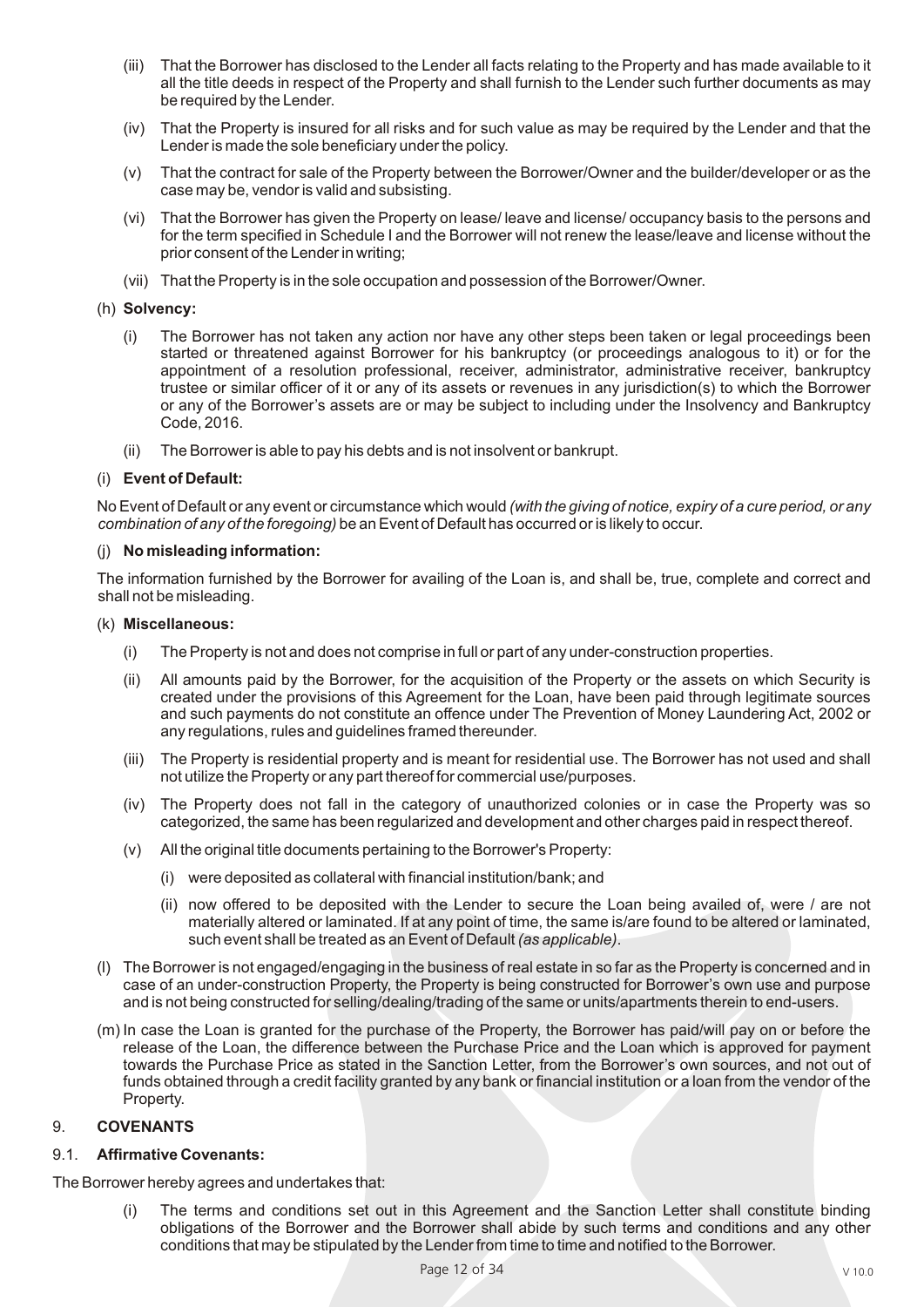(iii) That the Borrower has disclosed to the Lender all facts relating to the Property and has made available to it all the title deeds in respect of the Property and shall furnish to the Lender such further documents as may be required by the Lender.

(iv) That the Property is insured for all risks and for such value as may be required by the Lender and that the Lender is made the sole beneficiary under the policy.

(v) That the contract for sale of the Property between the Borrower/Owner and the builder/developer or as the case may be, vendor is valid and subsisting.

(vi) That the Borrower has given the Property on lease/ leave and license/ occupancy basis to the persons and for the term specified in Schedule I and the Borrower will not renew the lease/leave and license without the prior consent of the Lender in writing;

(vii) That the Property is in the sole occupation and possession of the Borrower/Owner.

(h) **Solvency:**

(i) The Borrower has not taken any action nor have any other steps been taken or legal proceedings been started or threatened against Borrower for his bankruptcy (or proceedings analogous to it) or for the appointment of a resolution professional, receiver, administrator, administrative receiver, bankruptcy trustee or similar officer of it or any of its assets or revenues in any jurisdiction(s) to which the Borrower or any of the Borrower's assets are or may be subject to including under the Insolvency and Bankruptcy Code, 2016.

(ii) The Borrower is able to pay his debts and is not insolvent or bankrupt.

(i) **Event of Default:**

No Event of Default or any event or circumstance which would *(with the giving of notice, expiry of a cure period, or any combination of any of the foregoing)* be an Event of Default has occurred or is likely to occur.

(j) **No misleading information:**

The information furnished by the Borrower for availing of the Loan is, and shall be, true, complete and correct and shall not be misleading.

(k) **Miscellaneous:**

(i) The Property is not and does not comprise in full or part of any under-construction properties.

(ii) All amounts paid by the Borrower, for the acquisition of the Property or the assets on which Security is created under the provisions of this Agreement for the Loan, have been paid through legitimate sources and such payments do not constitute an offence under The Prevention of Money Laundering Act, 2002 or any regulations, rules and guidelines framed thereunder.

(iii) The Property is residential property and is meant for residential use. The Borrower has not used and shall not utilize the Property or any part thereof for commercial use/purposes.

(iv) The Property does not fall in the category of unauthorized colonies or in case the Property was so categorized, the same has been regularized and development and other charges paid in respect thereof.

(v) All the original title documents pertaining to the Borrower's Property:

(i) were deposited as collateral with financial institution/bank; and

(ii) now offered to be deposited with the Lender to secure the Loan being availed of, were / are not materially altered or laminated. If at any point of time, the same is/are found to be altered or laminated, such event shall be treated as an Event of Default *(as applicable)*.

(l) The Borrower is not engaged/engaging in the business of real estate in so far as the Property is concerned and in case of an under-construction Property, the Property is being constructed for Borrower's own use and purpose and is not being constructed for selling/dealing/trading of the same or units/apartments therein to end-users.

(m) In case the Loan is granted for the purchase of the Property, the Borrower has paid/will pay on or before the release of the Loan, the difference between the Purchase Price and the Loan which is approved for payment towards the Purchase Price as stated in the Sanction Letter, from the Borrower's own sources, and not out of funds obtained through a credit facility granted by any bank or financial institution or a loan from the vendor of the Property.

## 9. COVENANTS

### 9.1. Affirmative Covenants:

The Borrower hereby agrees and undertakes that:

(i) The terms and conditions set out in this Agreement and the Sanction Letter shall constitute binding obligations of the Borrower and the Borrower shall abide by such terms and conditions and any other conditions that may be stipulated by the Lender from time to time and notified to the Borrower.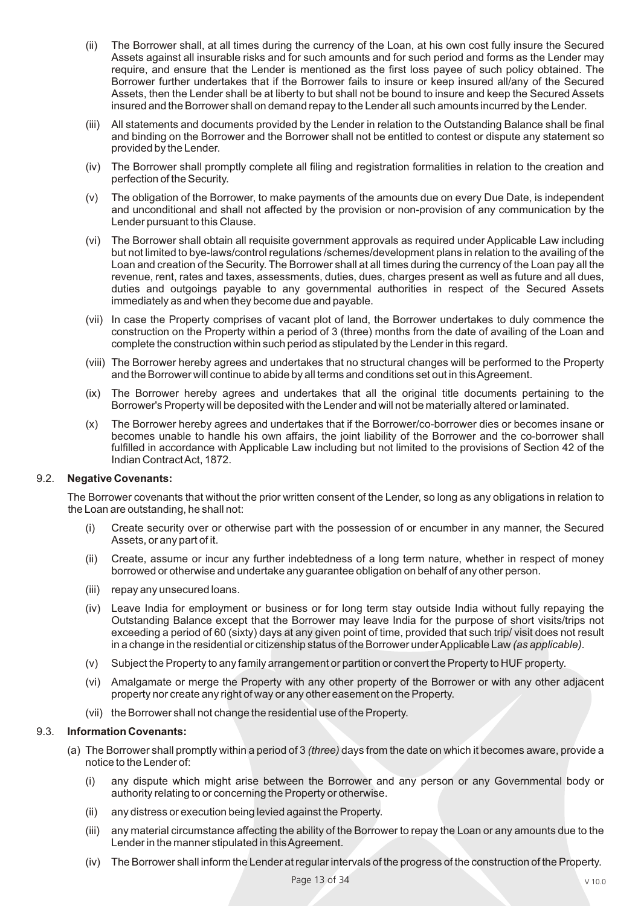(ii) The Borrower shall, at all times during the currency of the Loan, at his own cost fully insure the Secured Assets against all insurable risks and for such amounts and for such period and forms as the Lender may require, and ensure that the Lender is mentioned as the first loss payee of such policy obtained. The Borrower further undertakes that if the Borrower fails to insure or keep insured all/any of the Secured Assets, then the Lender shall be at liberty to but shall not be bound to insure and keep the Secured Assets insured and the Borrower shall on demand repay to the Lender all such amounts incurred by the Lender.

(iii) All statements and documents provided by the Lender in relation to the Outstanding Balance shall be final and binding on the Borrower and the Borrower shall not be entitled to contest or dispute any statement so provided by the Lender.

(iv) The Borrower shall promptly complete all filing and registration formalities in relation to the creation and perfection of the Security.

(v) The obligation of the Borrower, to make payments of the amounts due on every Due Date, is independent and unconditional and shall not affected by the provision or non-provision of any communication by the Lender pursuant to this Clause.

(vi) The Borrower shall obtain all requisite government approvals as required under Applicable Law including but not limited to bye-laws/control regulations /schemes/development plans in relation to the availing of the Loan and creation of the Security. The Borrower shall at all times during the currency of the Loan pay all the revenue, rent, rates and taxes, assessments, duties, dues, charges present as well as future and all dues, duties and outgoings payable to any governmental authorities in respect of the Secured Assets immediately as and when they become due and payable.

(vii) In case the Property comprises of vacant plot of land, the Borrower undertakes to duly commence the construction on the Property within a period of 3 (three) months from the date of availing of the Loan and complete the construction within such period as stipulated by the Lender in this regard.

(viii) The Borrower hereby agrees and undertakes that no structural changes will be performed to the Property and the Borrower will continue to abide by all terms and conditions set out in this Agreement.

(ix) The Borrower hereby agrees and undertakes that all the original title documents pertaining to the Borrower's Property will be deposited with the Lender and will not be materially altered or laminated.

(x) The Borrower hereby agrees and undertakes that if the Borrower/co-borrower dies or becomes insane or becomes unable to handle his own affairs, the joint liability of the Borrower and the co-borrower shall fulfilled in accordance with Applicable Law including but not limited to the provisions of Section 42 of the Indian Contract Act, 1872.

9.2. **Negative Covenants:**

The Borrower covenants that without the prior written consent of the Lender, so long as any obligations in relation to the Loan are outstanding, he shall not:

(i) Create security over or otherwise part with the possession of or encumber in any manner, the Secured Assets, or any part of it.

(ii) Create, assume or incur any further indebtedness of a long term nature, whether in respect of money borrowed or otherwise and undertake any guarantee obligation on behalf of any other person.

(iii) repay any unsecured loans.

(iv) Leave India for employment or business or for long term stay outside India without fully repaying the Outstanding Balance except that the Borrower may leave India for the purpose of short visits/trips not exceeding a period of 60 (sixty) days at any given point of time, provided that such trip/ visit does not result in a change in the residential or citizenship status of the Borrower under Applicable Law *(as applicable)*.

(v) Subject the Property to any family arrangement or partition or convert the Property to HUF property.

(vi) Amalgamate or merge the Property with any other property of the Borrower or with any other adjacent property nor create any right of way or any other easement on the Property.

(vii) the Borrower shall not change the residential use of the Property.

9.3. **Information Covenants:**

(a) The Borrower shall promptly within a period of 3 *(three)* days from the date on which it becomes aware, provide a notice to the Lender of:

(i) any dispute which might arise between the Borrower and any person or any Governmental body or authority relating to or concerning the Property or otherwise.

(ii) any distress or execution being levied against the Property.

(iii) any material circumstance affecting the ability of the Borrower to repay the Loan or any amounts due to the Lender in the manner stipulated in this Agreement.

(iv) The Borrower shall inform the Lender at regular intervals of the progress of the construction of the Property.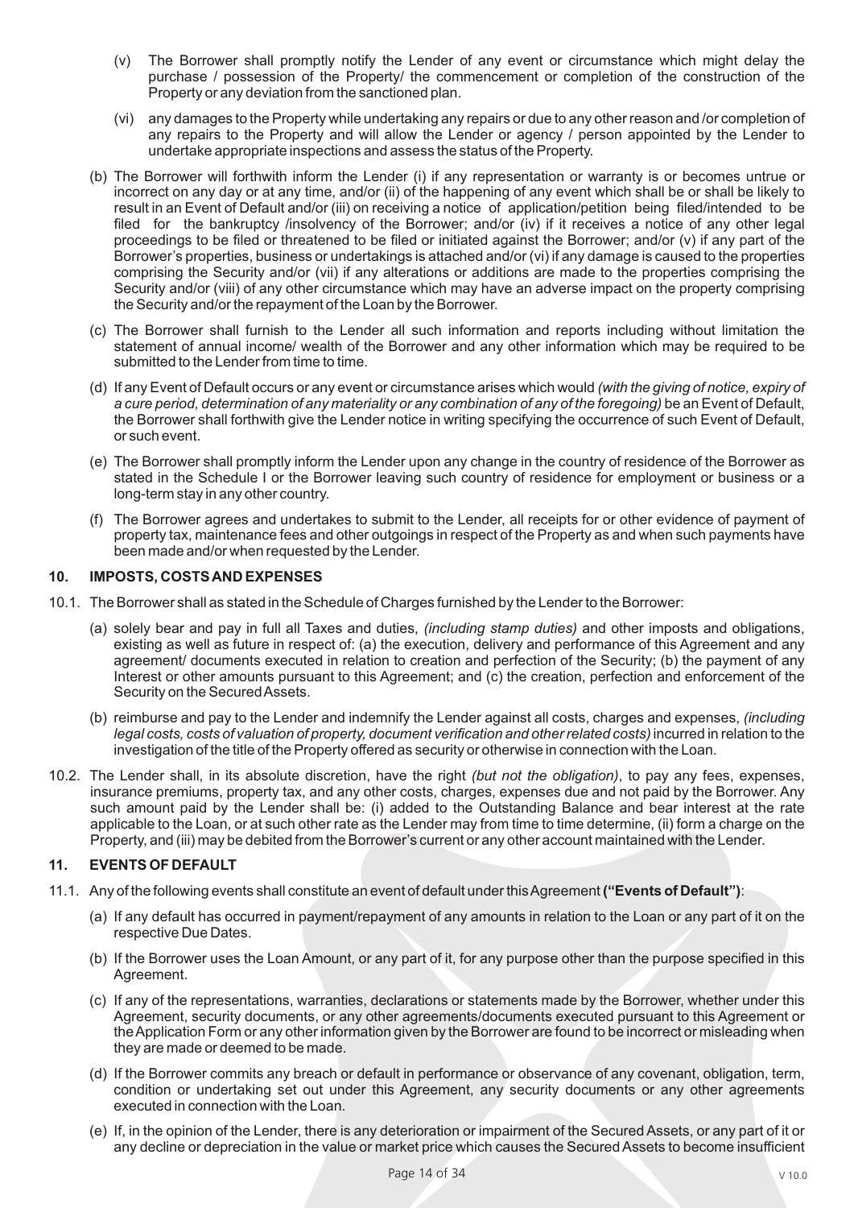(v) The Borrower shall promptly notify the Lender of any event or circumstance which might delay the purchase / possession of the Property/ the commencement or completion of the construction of the Property or any deviation from the sanctioned plan.

(vi) any damages to the Property while undertaking any repairs or due to any other reason and /or completion of any repairs to the Property and will allow the Lender or agency / person appointed by the Lender to undertake appropriate inspections and assess the status of the Property.

(b) The Borrower will forthwith inform the Lender (i) if any representation or warranty is or becomes untrue or incorrect on any day or at any time, and/or (ii) of the happening of any event which shall be or shall be likely to result in an Event of Default and/or (iii) on receiving a notice of application/petition being filed/intended to be filed for the bankruptcy /insolvency of the Borrower; and/or (iv) if it receives a notice of any other legal proceedings to be filed or threatened to be filed or initiated against the Borrower; and/or (v) if any part of the Borrower's properties, business or undertakings is attached and/or (vi) if any damage is caused to the properties comprising the Security and/or (vii) if any alterations or additions are made to the properties comprising the Security and/or (viii) of any other circumstance which may have an adverse impact on the property comprising the Security and/or the repayment of the Loan by the Borrower.

(c) The Borrower shall furnish to the Lender all such information and reports including without limitation the statement of annual income/ wealth of the Borrower and any other information which may be required to be submitted to the Lender from time to time.

(d) If any Event of Default occurs or any event or circumstance arises which would *(with the giving of notice, expiry of a cure period, determination of any materiality or any combination of any of the foregoing)* be an Event of Default, the Borrower shall forthwith give the Lender notice in writing specifying the occurrence of such Event of Default, or such event.

(e) The Borrower shall promptly inform the Lender upon any change in the country of residence of the Borrower as stated in the Schedule I or the Borrower leaving such country of residence for employment or business or a long-term stay in any other country.

(f) The Borrower agrees and undertakes to submit to the Lender, all receipts for or other evidence of payment of property tax, maintenance fees and other outgoings in respect of the Property as and when such payments have been made and/or when requested by the Lender.

## 10. IMPOSTS, COSTS AND EXPENSES

10.1. The Borrower shall as stated in the Schedule of Charges furnished by the Lender to the Borrower:

(a) solely bear and pay in full all Taxes and duties, *(including stamp duties)* and other imposts and obligations, existing as well as future in respect of: (a) the execution, delivery and performance of this Agreement and any agreement/ documents executed in relation to creation and perfection of the Security; (b) the payment of any Interest or other amounts pursuant to this Agreement; and (c) the creation, perfection and enforcement of the Security on the Secured Assets.

(b) reimburse and pay to the Lender and indemnify the Lender against all costs, charges and expenses, *(including legal costs, costs of valuation of property, document verification and other related costs)* incurred in relation to the investigation of the title of the Property offered as security or otherwise in connection with the Loan.

10.2. The Lender shall, in its absolute discretion, have the right *(but not the obligation)*, to pay any fees, expenses, insurance premiums, property tax, and any other costs, charges, expenses due and not paid by the Borrower. Any such amount paid by the Lender shall be: (i) added to the Outstanding Balance and bear interest at the rate applicable to the Loan, or at such other rate as the Lender may from time to time determine, (ii) form a charge on the Property, and (iii) may be debited from the Borrower's current or any other account maintained with the Lender.

## 11. EVENTS OF DEFAULT

11.1. Any of the following events shall constitute an event of default under this Agreement **("Events of Default")**:

(a) If any default has occurred in payment/repayment of any amounts in relation to the Loan or any part of it on the respective Due Dates.

(b) If the Borrower uses the Loan Amount, or any part of it, for any purpose other than the purpose specified in this Agreement.

(c) If any of the representations, warranties, declarations or statements made by the Borrower, whether under this Agreement, security documents, or any other agreements/documents executed pursuant to this Agreement or the Application Form or any other information given by the Borrower are found to be incorrect or misleading when they are made or deemed to be made.

(d) If the Borrower commits any breach or default in performance or observance of any covenant, obligation, term, condition or undertaking set out under this Agreement, any security documents or any other agreements executed in connection with the Loan.

(e) If, in the opinion of the Lender, there is any deterioration or impairment of the Secured Assets, or any part of it or any decline or depreciation in the value or market price which causes the Secured Assets to become insufficient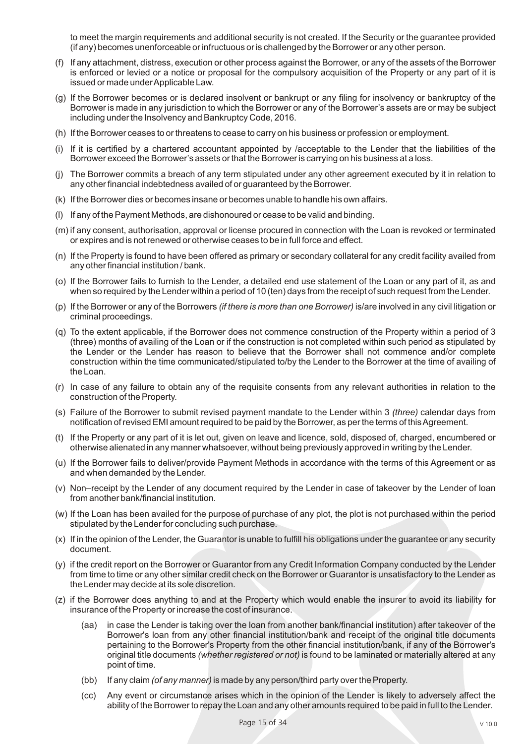to meet the margin requirements and additional security is not created. If the Security or the guarantee provided (if any) becomes unenforceable or infructuous or is challenged by the Borrower or any other person.

(f) If any attachment, distress, execution or other process against the Borrower, or any of the assets of the Borrower is enforced or levied or a notice or proposal for the compulsory acquisition of the Property or any part of it is issued or made under Applicable Law.

(g) If the Borrower becomes or is declared insolvent or bankrupt or any filing for insolvency or bankruptcy of the Borrower is made in any jurisdiction to which the Borrower or any of the Borrower's assets are or may be subject including under the Insolvency and Bankruptcy Code, 2016.

(h) If the Borrower ceases to or threatens to cease to carry on his business or profession or employment.

(i) If it is certified by a chartered accountant appointed by /acceptable to the Lender that the liabilities of the Borrower exceed the Borrower's assets or that the Borrower is carrying on his business at a loss.

(j) The Borrower commits a breach of any term stipulated under any other agreement executed by it in relation to any other financial indebtedness availed of or guaranteed by the Borrower.

(k) If the Borrower dies or becomes insane or becomes unable to handle his own affairs.

(l) If any of the Payment Methods, are dishonoured or cease to be valid and binding.

(m) if any consent, authorisation, approval or license procured in connection with the Loan is revoked or terminated or expires and is not renewed or otherwise ceases to be in full force and effect.

(n) If the Property is found to have been offered as primary or secondary collateral for any credit facility availed from any other financial institution / bank.

(o) If the Borrower fails to furnish to the Lender, a detailed end use statement of the Loan or any part of it, as and when so required by the Lender within a period of 10 (ten) days from the receipt of such request from the Lender.

(p) If the Borrower or any of the Borrowers *(if there is more than one Borrower)* is/are involved in any civil litigation or criminal proceedings.

(q) To the extent applicable, if the Borrower does not commence construction of the Property within a period of 3 (three) months of availing of the Loan or if the construction is not completed within such period as stipulated by the Lender or the Lender has reason to believe that the Borrower shall not commence and/or complete construction within the time communicated/stipulated to/by the Lender to the Borrower at the time of availing of the Loan.

(r) In case of any failure to obtain any of the requisite consents from any relevant authorities in relation to the construction of the Property.

(s) Failure of the Borrower to submit revised payment mandate to the Lender within 3 *(three)* calendar days from notification of revised EMI amount required to be paid by the Borrower, as per the terms of this Agreement.

(t) If the Property or any part of it is let out, given on leave and licence, sold, disposed of, charged, encumbered or otherwise alienated in any manner whatsoever, without being previously approved in writing by the Lender.

(u) If the Borrower fails to deliver/provide Payment Methods in accordance with the terms of this Agreement or as and when demanded by the Lender.

(v) Non–receipt by the Lender of any document required by the Lender in case of takeover by the Lender of loan from another bank/financial institution.

(w) If the Loan has been availed for the purpose of purchase of any plot, the plot is not purchased within the period stipulated by the Lender for concluding such purchase.

(x) If in the opinion of the Lender, the Guarantor is unable to fulfill his obligations under the guarantee or any security document.

(y) if the credit report on the Borrower or Guarantor from any Credit Information Company conducted by the Lender from time to time or any other similar credit check on the Borrower or Guarantor is unsatisfactory to the Lender as the Lender may decide at its sole discretion.

(z) if the Borrower does anything to and at the Property which would enable the insurer to avoid its liability for insurance of the Property or increase the cost of insurance.

   (aa) in case the Lender is taking over the loan from another bank/financial institution) after takeover of the Borrower's loan from any other financial institution/bank and receipt of the original title documents pertaining to the Borrower's Property from the other financial institution/bank, if any of the Borrower's original title documents *(whether registered or not)* is found to be laminated or materially altered at any point of time.

   (bb) If any claim *(of any manner)* is made by any person/third party over the Property.

   (cc) Any event or circumstance arises which in the opinion of the Lender is likely to adversely affect the ability of the Borrower to repay the Loan and any other amounts required to be paid in full to the Lender.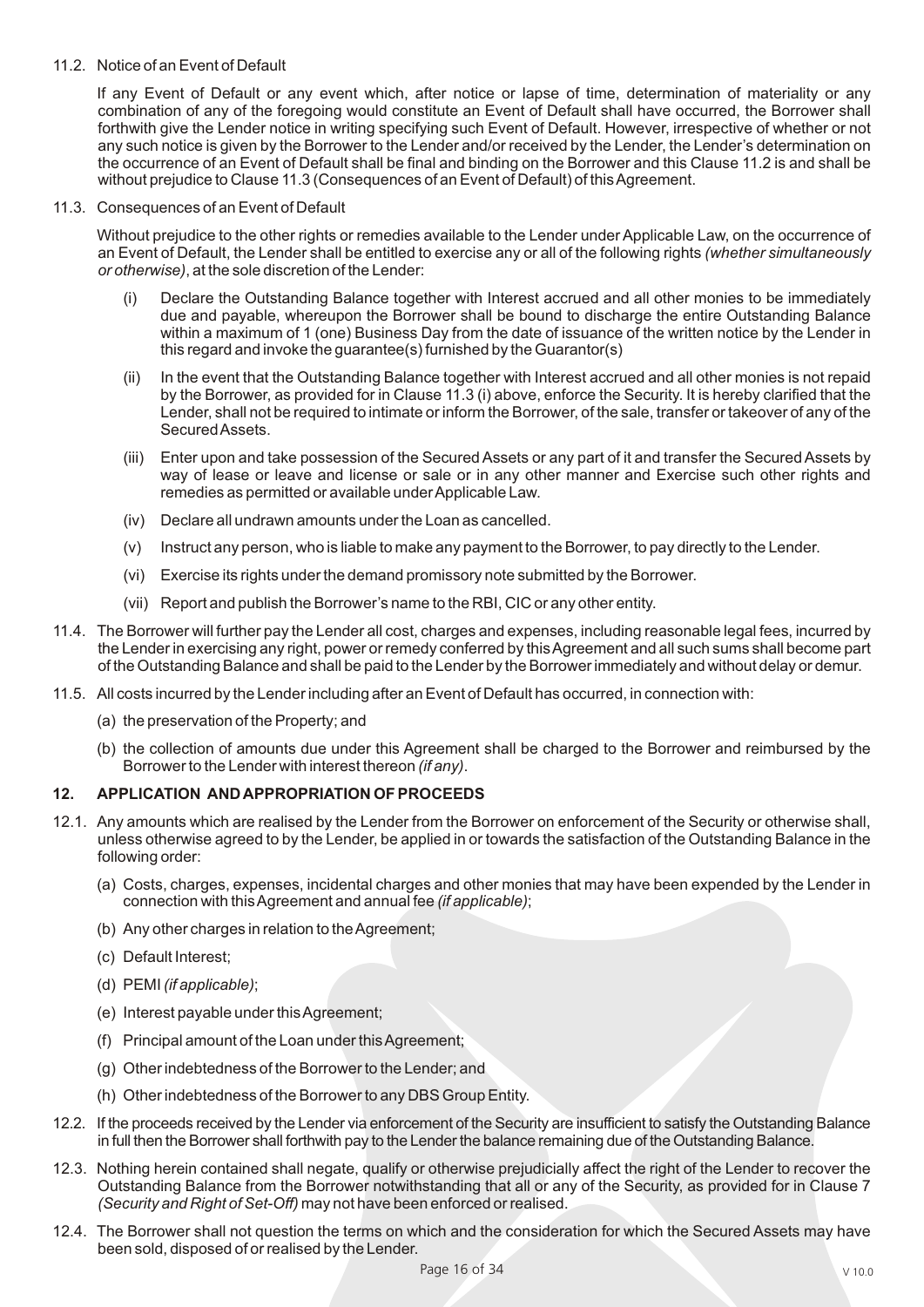11.2. Notice of an Event of Default

If any Event of Default or any event which, after notice or lapse of time, determination of materiality or any combination of any of the foregoing would constitute an Event of Default shall have occurred, the Borrower shall forthwith give the Lender notice in writing specifying such Event of Default. However, irrespective of whether or not any such notice is given by the Borrower to the Lender and/or received by the Lender, the Lender's determination on the occurrence of an Event of Default shall be final and binding on the Borrower and this Clause 11.2 is and shall be without prejudice to Clause 11.3 (Consequences of an Event of Default) of this Agreement.

11.3. Consequences of an Event of Default

Without prejudice to the other rights or remedies available to the Lender under Applicable Law, on the occurrence of an Event of Default, the Lender shall be entitled to exercise any or all of the following rights *(whether simultaneously or otherwise)*, at the sole discretion of the Lender:

(i) Declare the Outstanding Balance together with Interest accrued and all other monies to be immediately due and payable, whereupon the Borrower shall be bound to discharge the entire Outstanding Balance within a maximum of 1 (one) Business Day from the date of issuance of the written notice by the Lender in this regard and invoke the guarantee(s) furnished by the Guarantor(s)

(ii) In the event that the Outstanding Balance together with Interest accrued and all other monies is not repaid by the Borrower, as provided for in Clause 11.3 (i) above, enforce the Security. It is hereby clarified that the Lender, shall not be required to intimate or inform the Borrower, of the sale, transfer or takeover of any of the Secured Assets.

(iii) Enter upon and take possession of the Secured Assets or any part of it and transfer the Secured Assets by way of lease or leave and license or sale or in any other manner and Exercise such other rights and remedies as permitted or available under Applicable Law.

(iv) Declare all undrawn amounts under the Loan as cancelled.

(v) Instruct any person, who is liable to make any payment to the Borrower, to pay directly to the Lender.

(vi) Exercise its rights under the demand promissory note submitted by the Borrower.

(vii) Report and publish the Borrower's name to the RBI, CIC or any other entity.

11.4. The Borrower will further pay the Lender all cost, charges and expenses, including reasonable legal fees, incurred by the Lender in exercising any right, power or remedy conferred by this Agreement and all such sums shall become part of the Outstanding Balance and shall be paid to the Lender by the Borrower immediately and without delay or demur.

11.5. All costs incurred by the Lender including after an Event of Default has occurred, in connection with:

(a) the preservation of the Property; and

(b) the collection of amounts due under this Agreement shall be charged to the Borrower and reimbursed by the Borrower to the Lender with interest thereon *(if any)*.

## 12. APPLICATION AND APPROPRIATION OF PROCEEDS

12.1. Any amounts which are realised by the Lender from the Borrower on enforcement of the Security or otherwise shall, unless otherwise agreed to by the Lender, be applied in or towards the satisfaction of the Outstanding Balance in the following order:

(a) Costs, charges, expenses, incidental charges and other monies that may have been expended by the Lender in connection with this Agreement and annual fee *(if applicable)*;

(b) Any other charges in relation to the Agreement;

(c) Default Interest;

(d) PEMI *(if applicable)*;

(e) Interest payable under this Agreement;

(f) Principal amount of the Loan under this Agreement;

(g) Other indebtedness of the Borrower to the Lender; and

(h) Other indebtedness of the Borrower to any DBS Group Entity.

12.2. If the proceeds received by the Lender via enforcement of the Security are insufficient to satisfy the Outstanding Balance in full then the Borrower shall forthwith pay to the Lender the balance remaining due of the Outstanding Balance.

12.3. Nothing herein contained shall negate, qualify or otherwise prejudicially affect the right of the Lender to recover the Outstanding Balance from the Borrower notwithstanding that all or any of the Security, as provided for in Clause 7 *(Security and Right of Set-Off)* may not have been enforced or realised.

12.4. The Borrower shall not question the terms on which and the consideration for which the Secured Assets may have been sold, disposed of or realised by the Lender.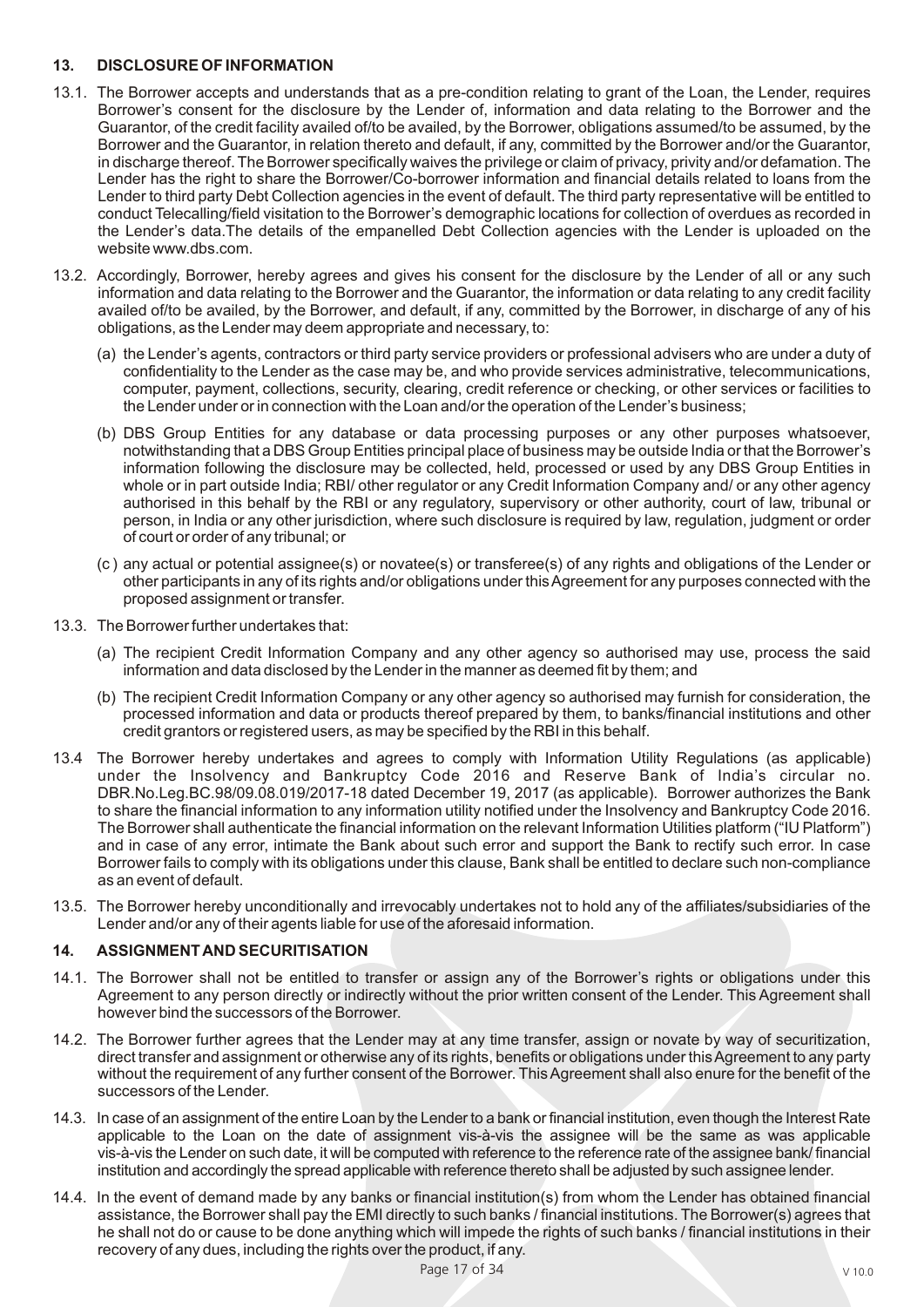## 13. DISCLOSURE OF INFORMATION

13.1. The Borrower accepts and understands that as a pre-condition relating to grant of the Loan, the Lender, requires Borrower's consent for the disclosure by the Lender of, information and data relating to the Borrower and the Guarantor, of the credit facility availed of/to be availed, by the Borrower, obligations assumed/to be assumed, by the Borrower and the Guarantor, in relation thereto and default, if any, committed by the Borrower and/or the Guarantor, in discharge thereof. The Borrower specifically waives the privilege or claim of privacy, privity and/or defamation. The Lender has the right to share the Borrower/Co-borrower information and financial details related to loans from the Lender to third party Debt Collection agencies in the event of default. The third party representative will be entitled to conduct Telecalling/field visitation to the Borrower's demographic locations for collection of overdues as recorded in the Lender's data.The details of the empanelled Debt Collection agencies with the Lender is uploaded on the website www.dbs.com.

13.2. Accordingly, Borrower, hereby agrees and gives his consent for the disclosure by the Lender of all or any such information and data relating to the Borrower and the Guarantor, the information or data relating to any credit facility availed of/to be availed, by the Borrower, and default, if any, committed by the Borrower, in discharge of any of his obligations, as the Lender may deem appropriate and necessary, to:

(a) the Lender's agents, contractors or third party service providers or professional advisers who are under a duty of confidentiality to the Lender as the case may be, and who provide services administrative, telecommunications, computer, payment, collections, security, clearing, credit reference or checking, or other services or facilities to the Lender under or in connection with the Loan and/or the operation of the Lender's business;

(b) DBS Group Entities for any database or data processing purposes or any other purposes whatsoever, notwithstanding that a DBS Group Entities principal place of business may be outside India or that the Borrower's information following the disclosure may be collected, held, processed or used by any DBS Group Entities in whole or in part outside India; RBI/ other regulator or any Credit Information Company and/ or any other agency authorised in this behalf by the RBI or any regulatory, supervisory or other authority, court of law, tribunal or person, in India or any other jurisdiction, where such disclosure is required by law, regulation, judgment or order of court or order of any tribunal; or

(c ) any actual or potential assignee(s) or novatee(s) or transferee(s) of any rights and obligations of the Lender or other participants in any of its rights and/or obligations under this Agreement for any purposes connected with the proposed assignment or transfer.

13.3. The Borrower further undertakes that:

(a) The recipient Credit Information Company and any other agency so authorised may use, process the said information and data disclosed by the Lender in the manner as deemed fit by them; and

(b) The recipient Credit Information Company or any other agency so authorised may furnish for consideration, the processed information and data or products thereof prepared by them, to banks/financial institutions and other credit grantors or registered users, as may be specified by the RBI in this behalf.

13.4 The Borrower hereby undertakes and agrees to comply with Information Utility Regulations (as applicable) under the Insolvency and Bankruptcy Code 2016 and Reserve Bank of India's circular no. DBR.No.Leg.BC.98/09.08.019/2017-18 dated December 19, 2017 (as applicable). Borrower authorizes the Bank to share the financial information to any information utility notified under the Insolvency and Bankruptcy Code 2016. The Borrower shall authenticate the financial information on the relevant Information Utilities platform ("IU Platform") and in case of any error, intimate the Bank about such error and support the Bank to rectify such error. In case Borrower fails to comply with its obligations under this clause, Bank shall be entitled to declare such non-compliance as an event of default.

13.5. The Borrower hereby unconditionally and irrevocably undertakes not to hold any of the affiliates/subsidiaries of the Lender and/or any of their agents liable for use of the aforesaid information.

## 14. ASSIGNMENT AND SECURITISATION

14.1. The Borrower shall not be entitled to transfer or assign any of the Borrower's rights or obligations under this Agreement to any person directly or indirectly without the prior written consent of the Lender. This Agreement shall however bind the successors of the Borrower.

14.2. The Borrower further agrees that the Lender may at any time transfer, assign or novate by way of securitization, direct transfer and assignment or otherwise any of its rights, benefits or obligations under this Agreement to any party without the requirement of any further consent of the Borrower. This Agreement shall also enure for the benefit of the successors of the Lender.

14.3. In case of an assignment of the entire Loan by the Lender to a bank or financial institution, even though the Interest Rate applicable to the Loan on the date of assignment vis-à-vis the assignee will be the same as was applicable vis-à-vis the Lender on such date, it will be computed with reference to the reference rate of the assignee bank/ financial institution and accordingly the spread applicable with reference thereto shall be adjusted by such assignee lender.

14.4. In the event of demand made by any banks or financial institution(s) from whom the Lender has obtained financial assistance, the Borrower shall pay the EMI directly to such banks / financial institutions. The Borrower(s) agrees that he shall not do or cause to be done anything which will impede the rights of such banks / financial institutions in their recovery of any dues, including the rights over the product, if any.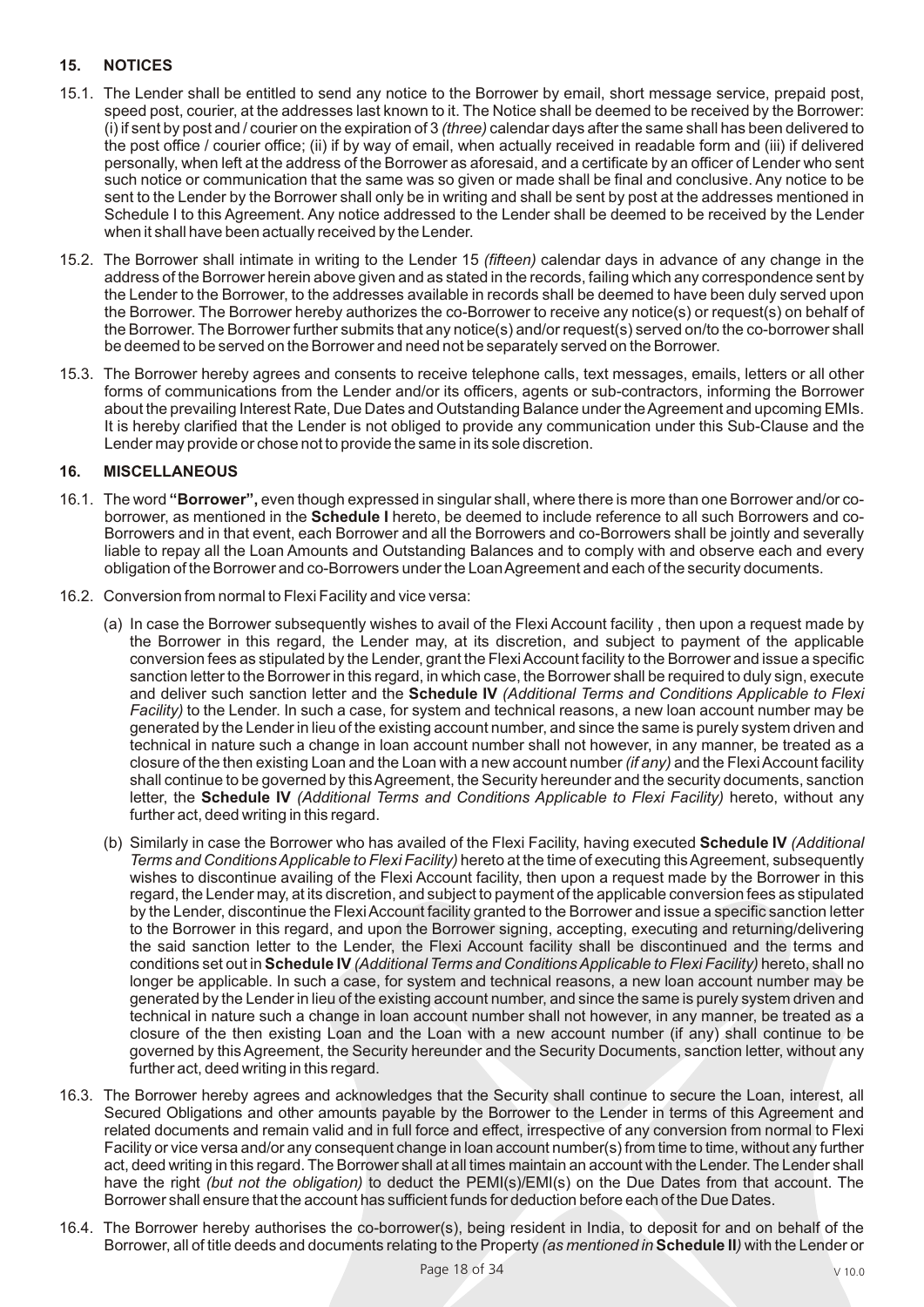## 15. NOTICES

15.1. The Lender shall be entitled to send any notice to the Borrower by email, short message service, prepaid post, speed post, courier, at the addresses last known to it. The Notice shall be deemed to be received by the Borrower: (i) if sent by post and / courier on the expiration of 3 *(three)* calendar days after the same shall has been delivered to the post office / courier office; (ii) if by way of email, when actually received in readable form and (iii) if delivered personally, when left at the address of the Borrower as aforesaid, and a certificate by an officer of Lender who sent such notice or communication that the same was so given or made shall be final and conclusive. Any notice to be sent to the Lender by the Borrower shall only be in writing and shall be sent by post at the addresses mentioned in Schedule I to this Agreement. Any notice addressed to the Lender shall be deemed to be received by the Lender when it shall have been actually received by the Lender.

15.2. The Borrower shall intimate in writing to the Lender 15 *(fifteen)* calendar days in advance of any change in the address of the Borrower herein above given and as stated in the records, failing which any correspondence sent by the Lender to the Borrower, to the addresses available in records shall be deemed to have been duly served upon the Borrower. The Borrower hereby authorizes the co-Borrower to receive any notice(s) or request(s) on behalf of the Borrower. The Borrower further submits that any notice(s) and/or request(s) served on/to the co-borrower shall be deemed to be served on the Borrower and need not be separately served on the Borrower.

15.3. The Borrower hereby agrees and consents to receive telephone calls, text messages, emails, letters or all other forms of communications from the Lender and/or its officers, agents or sub-contractors, informing the Borrower about the prevailing Interest Rate, Due Dates and Outstanding Balance under the Agreement and upcoming EMIs. It is hereby clarified that the Lender is not obliged to provide any communication under this Sub-Clause and the Lender may provide or chose not to provide the same in its sole discretion.

## 16. MISCELLANEOUS

16.1. The word **"Borrower",** even though expressed in singular shall, where there is more than one Borrower and/or co-borrower, as mentioned in the **Schedule I** hereto, be deemed to include reference to all such Borrowers and co-Borrowers and in that event, each Borrower and all the Borrowers and co-Borrowers shall be jointly and severally liable to repay all the Loan Amounts and Outstanding Balances and to comply with and observe each and every obligation of the Borrower and co-Borrowers under the Loan Agreement and each of the security documents.

16.2. Conversion from normal to Flexi Facility and vice versa:

(a) In case the Borrower subsequently wishes to avail of the Flexi Account facility , then upon a request made by the Borrower in this regard, the Lender may, at its discretion, and subject to payment of the applicable conversion fees as stipulated by the Lender, grant the Flexi Account facility to the Borrower and issue a specific sanction letter to the Borrower in this regard, in which case, the Borrower shall be required to duly sign, execute and deliver such sanction letter and the **Schedule IV** *(Additional Terms and Conditions Applicable to Flexi Facility)* to the Lender. In such a case, for system and technical reasons, a new loan account number may be generated by the Lender in lieu of the existing account number, and since the same is purely system driven and technical in nature such a change in loan account number shall not however, in any manner, be treated as a closure of the then existing Loan and the Loan with a new account number *(if any)* and the Flexi Account facility shall continue to be governed by this Agreement, the Security hereunder and the security documents, sanction letter, the **Schedule IV** *(Additional Terms and Conditions Applicable to Flexi Facility)* hereto, without any further act, deed writing in this regard.

(b) Similarly in case the Borrower who has availed of the Flexi Facility, having executed **Schedule IV** *(Additional Terms and Conditions Applicable to Flexi Facility)* hereto at the time of executing this Agreement, subsequently wishes to discontinue availing of the Flexi Account facility, then upon a request made by the Borrower in this regard, the Lender may, at its discretion, and subject to payment of the applicable conversion fees as stipulated by the Lender, discontinue the Flexi Account facility granted to the Borrower and issue a specific sanction letter to the Borrower in this regard, and upon the Borrower signing, accepting, executing and returning/delivering the said sanction letter to the Lender, the Flexi Account facility shall be discontinued and the terms and conditions set out in **Schedule IV** *(Additional Terms and Conditions Applicable to Flexi Facility)* hereto, shall no longer be applicable. In such a case, for system and technical reasons, a new loan account number may be generated by the Lender in lieu of the existing account number, and since the same is purely system driven and technical in nature such a change in loan account number shall not however, in any manner, be treated as a closure of the then existing Loan and the Loan with a new account number (if any) shall continue to be governed by this Agreement, the Security hereunder and the Security Documents, sanction letter, without any further act, deed writing in this regard.

16.3. The Borrower hereby agrees and acknowledges that the Security shall continue to secure the Loan, interest, all Secured Obligations and other amounts payable by the Borrower to the Lender in terms of this Agreement and related documents and remain valid and in full force and effect, irrespective of any conversion from normal to Flexi Facility or vice versa and/or any consequent change in loan account number(s) from time to time, without any further act, deed writing in this regard. The Borrower shall at all times maintain an account with the Lender. The Lender shall have the right *(but not the obligation)* to deduct the PEMI(s)/EMI(s) on the Due Dates from that account. The Borrower shall ensure that the account has sufficient funds for deduction before each of the Due Dates.

16.4. The Borrower hereby authorises the co-borrower(s), being resident in India, to deposit for and on behalf of the Borrower, all of title deeds and documents relating to the Property *(as mentioned in* **Schedule II***)* with the Lender or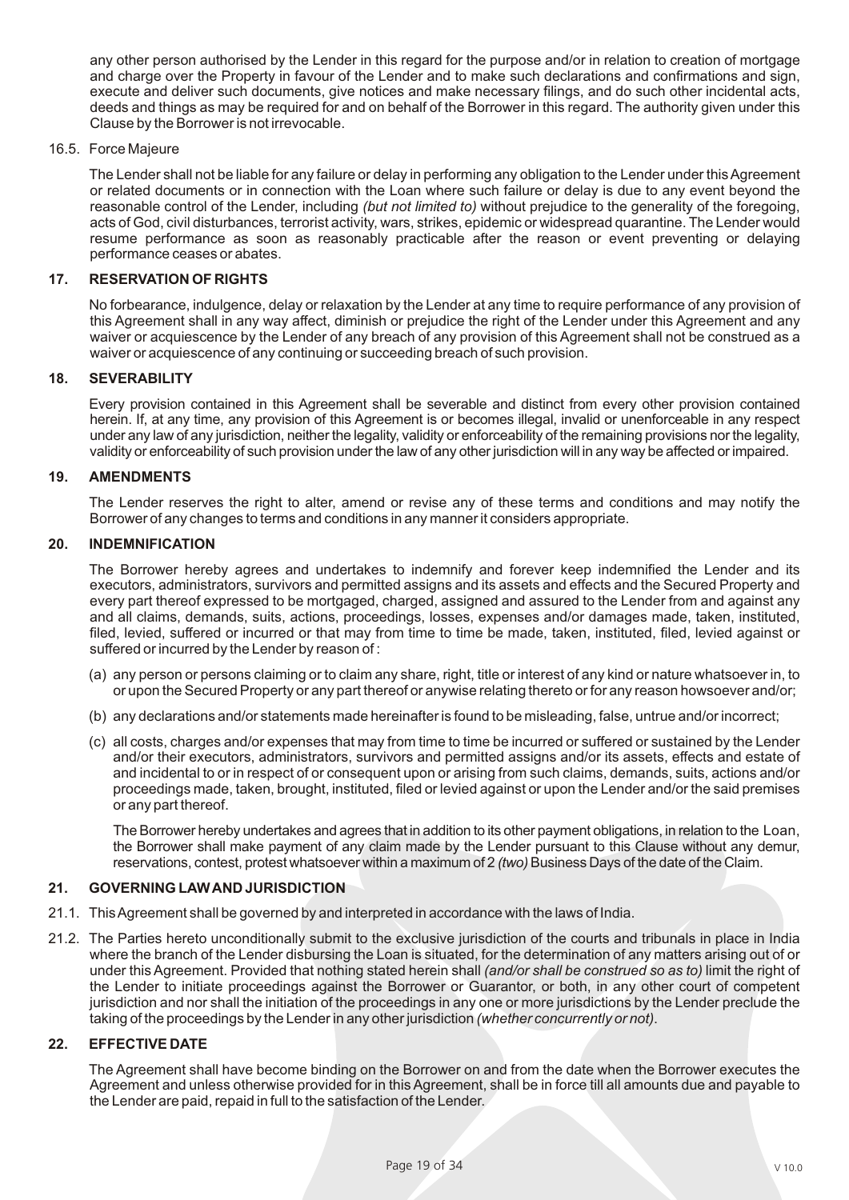any other person authorised by the Lender in this regard for the purpose and/or in relation to creation of mortgage and charge over the Property in favour of the Lender and to make such declarations and confirmations and sign, execute and deliver such documents, give notices and make necessary filings, and do such other incidental acts, deeds and things as may be required for and on behalf of the Borrower in this regard. The authority given under this Clause by the Borrower is not irrevocable.

16.5. Force Majeure

The Lender shall not be liable for any failure or delay in performing any obligation to the Lender under this Agreement or related documents or in connection with the Loan where such failure or delay is due to any event beyond the reasonable control of the Lender, including *(but not limited to)* without prejudice to the generality of the foregoing, acts of God, civil disturbances, terrorist activity, wars, strikes, epidemic or widespread quarantine. The Lender would resume performance as soon as reasonably practicable after the reason or event preventing or delaying performance ceases or abates.

## 17. RESERVATION OF RIGHTS

No forbearance, indulgence, delay or relaxation by the Lender at any time to require performance of any provision of this Agreement shall in any way affect, diminish or prejudice the right of the Lender under this Agreement and any waiver or acquiescence by the Lender of any breach of any provision of this Agreement shall not be construed as a waiver or acquiescence of any continuing or succeeding breach of such provision.

## 18. SEVERABILITY

Every provision contained in this Agreement shall be severable and distinct from every other provision contained herein. If, at any time, any provision of this Agreement is or becomes illegal, invalid or unenforceable in any respect under any law of any jurisdiction, neither the legality, validity or enforceability of the remaining provisions nor the legality, validity or enforceability of such provision under the law of any other jurisdiction will in any way be affected or impaired.

## 19. AMENDMENTS

The Lender reserves the right to alter, amend or revise any of these terms and conditions and may notify the Borrower of any changes to terms and conditions in any manner it considers appropriate.

## 20. INDEMNIFICATION

The Borrower hereby agrees and undertakes to indemnify and forever keep indemnified the Lender and its executors, administrators, survivors and permitted assigns and its assets and effects and the Secured Property and every part thereof expressed to be mortgaged, charged, assigned and assured to the Lender from and against any and all claims, demands, suits, actions, proceedings, losses, expenses and/or damages made, taken, instituted, filed, levied, suffered or incurred or that may from time to time be made, taken, instituted, filed, levied against or suffered or incurred by the Lender by reason of :

(a) any person or persons claiming or to claim any share, right, title or interest of any kind or nature whatsoever in, to or upon the Secured Property or any part thereof or anywise relating thereto or for any reason howsoever and/or;

(b) any declarations and/or statements made hereinafter is found to be misleading, false, untrue and/or incorrect;

(c) all costs, charges and/or expenses that may from time to time be incurred or suffered or sustained by the Lender and/or their executors, administrators, survivors and permitted assigns and/or its assets, effects and estate of and incidental to or in respect of or consequent upon or arising from such claims, demands, suits, actions and/or proceedings made, taken, brought, instituted, filed or levied against or upon the Lender and/or the said premises or any part thereof.

The Borrower hereby undertakes and agrees that in addition to its other payment obligations, in relation to the Loan, the Borrower shall make payment of any claim made by the Lender pursuant to this Clause without any demur, reservations, contest, protest whatsoever within a maximum of 2 *(two)* Business Days of the date of the Claim.

## 21. GOVERNING LAW AND JURISDICTION

21.1. This Agreement shall be governed by and interpreted in accordance with the laws of India.

21.2. The Parties hereto unconditionally submit to the exclusive jurisdiction of the courts and tribunals in place in India where the branch of the Lender disbursing the Loan is situated, for the determination of any matters arising out of or under this Agreement. Provided that nothing stated herein shall *(and/or shall be construed so as to)* limit the right of the Lender to initiate proceedings against the Borrower or Guarantor, or both, in any other court of competent jurisdiction and nor shall the initiation of the proceedings in any one or more jurisdictions by the Lender preclude the taking of the proceedings by the Lender in any other jurisdiction *(whether concurrently or not)*.

## 22. EFFECTIVE DATE

The Agreement shall have become binding on the Borrower on and from the date when the Borrower executes the Agreement and unless otherwise provided for in this Agreement, shall be in force till all amounts due and payable to the Lender are paid, repaid in full to the satisfaction of the Lender.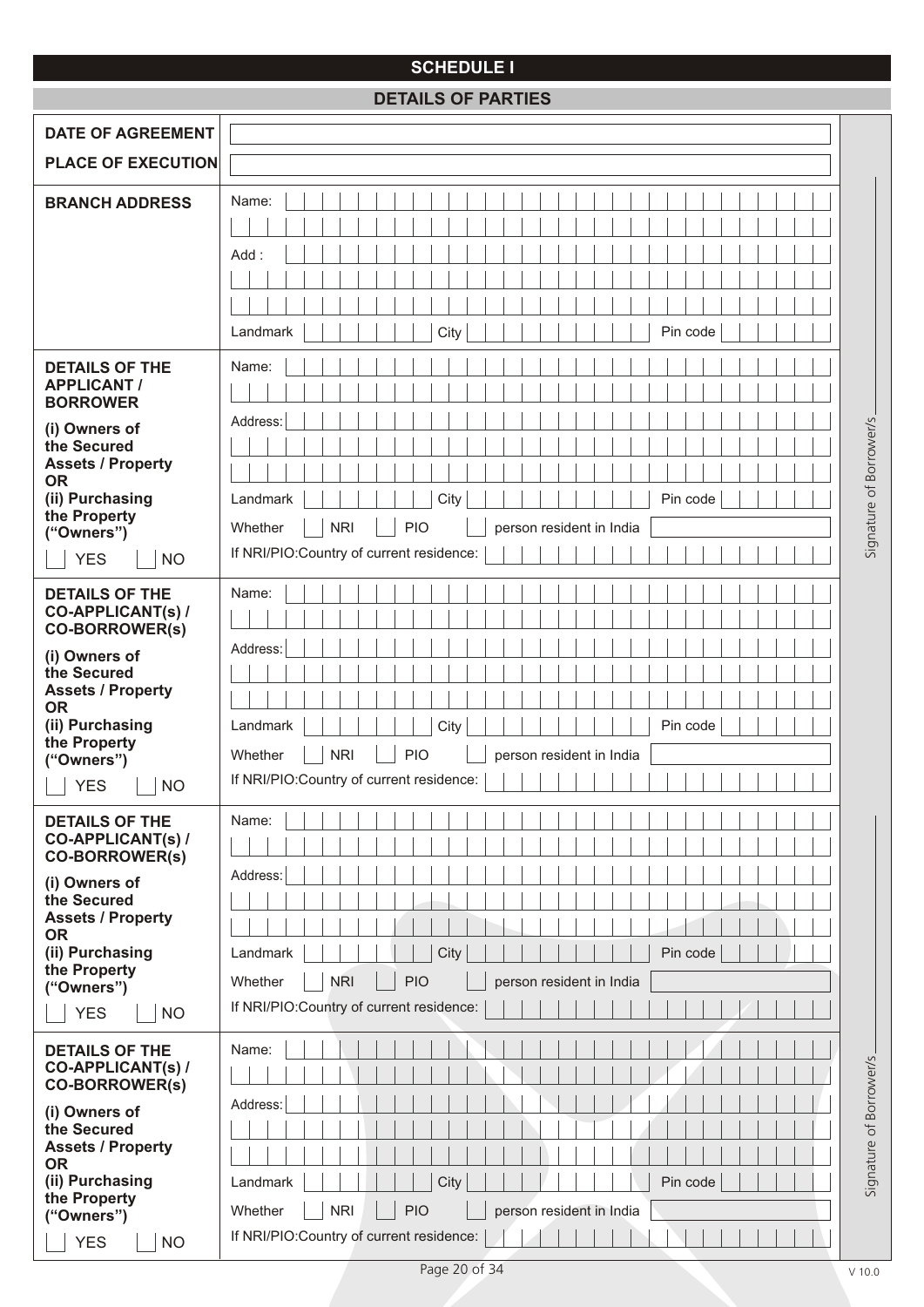# SCHEDULE I

## DETAILS OF PARTIES

| | |
|---|---|
| **DATE OF AGREEMENT** | |
| **PLACE OF EXECUTION** | |
| **BRANCH ADDRESS** | Name:<br><br>Add :<br><br>Landmark &nbsp; City &nbsp; Pin code |
| **DETAILS OF THE APPLICANT / BORROWER**<br>**(i) Owners of the Secured Assets / Property OR (ii) Purchasing the Property ("Owners")**<br>☐ YES ☐ NO | Name:<br><br>Address:<br><br>Landmark &nbsp; City &nbsp; Pin code<br>Whether ☐ NRI ☐ PIO ☐ person resident in India<br>If NRI/PIO:Country of current residence: |
| **DETAILS OF THE CO-APPLICANT(s) / CO-BORROWER(s)**<br>**(i) Owners of the Secured Assets / Property OR (ii) Purchasing the Property ("Owners")**<br>☐ YES ☐ NO | Name:<br><br>Address:<br><br>Landmark &nbsp; City &nbsp; Pin code<br>Whether ☐ NRI ☐ PIO ☐ person resident in India<br>If NRI/PIO:Country of current residence: |
| **DETAILS OF THE CO-APPLICANT(s) / CO-BORROWER(s)**<br>**(i) Owners of the Secured Assets / Property OR (ii) Purchasing the Property ("Owners")**<br>☐ YES ☐ NO | Name:<br><br>Address:<br><br>Landmark &nbsp; City &nbsp; Pin code<br>Whether ☐ NRI ☐ PIO ☐ person resident in India<br>If NRI/PIO:Country of current residence: |
| **DETAILS OF THE CO-APPLICANT(s) / CO-BORROWER(s)**<br>**(i) Owners of the Secured Assets / Property OR (ii) Purchasing the Property ("Owners")**<br>☐ YES ☐ NO | Name:<br><br>Address:<br><br>Landmark &nbsp; City &nbsp; Pin code<br>Whether ☐ NRI ☐ PIO ☐ person resident in India<br>If NRI/PIO:Country of current residence: |

Signature of Borrower/s ____________

Signature of Borrower/s ____________

V 10.0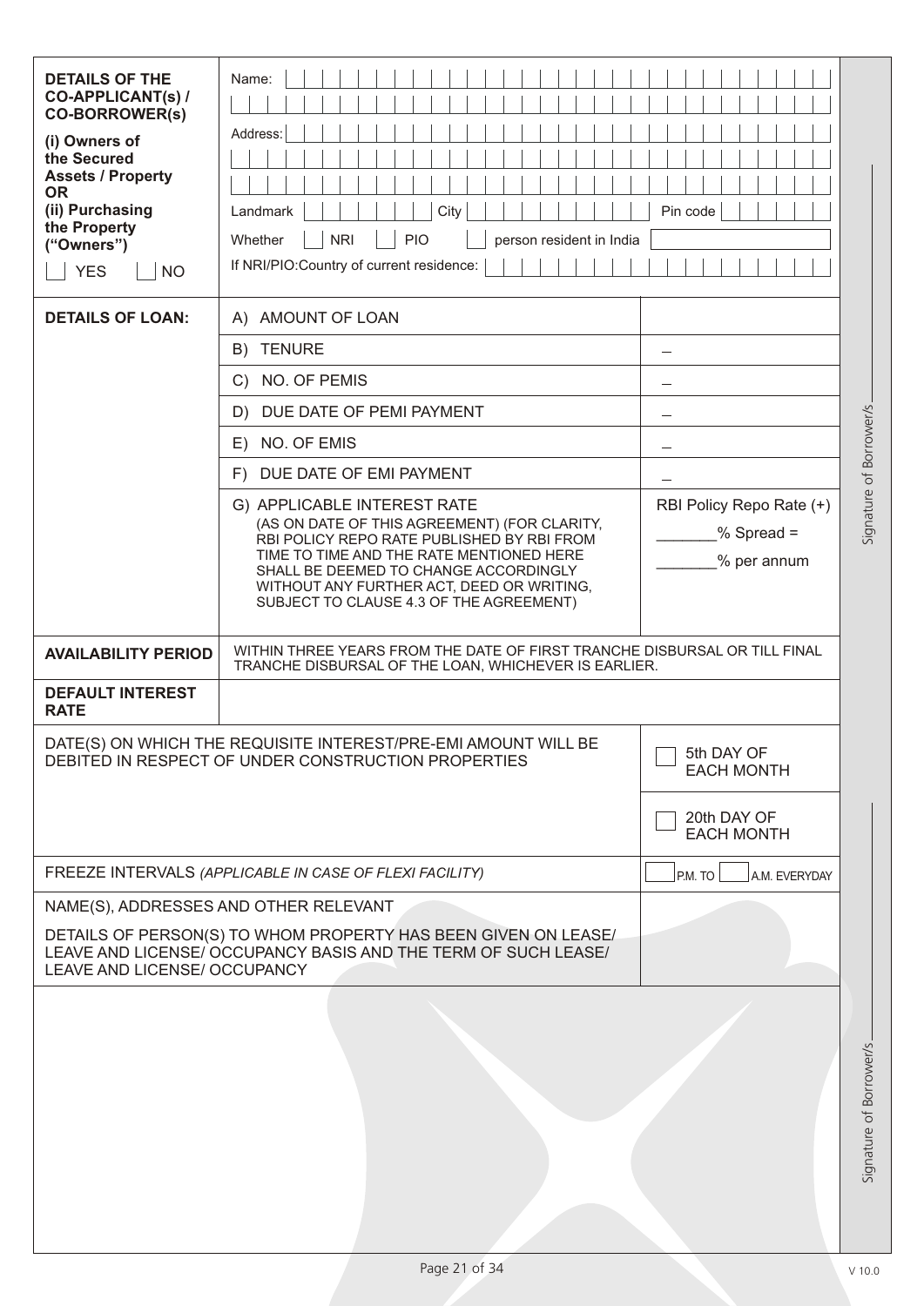| **DETAILS OF THE CO-APPLICANT(s) / CO-BORROWER(s)**<br><br>**(i) Owners of the Secured Assets / Property OR (ii) Purchasing the Property ("Owners")**<br><br>☐ YES ☐ NO | Name:<br><br>Address:<br><br>Landmark ____ City ____ Pin code ____<br><br>Whether ☐ NRI ☐ PIO ☐ person resident in India ____<br><br>If NRI/PIO:Country of current residence: ____ | |
|---|---|---|
| **DETAILS OF LOAN:** | A) AMOUNT OF LOAN | |
| | B) TENURE | – |
| | C) NO. OF PEMIS | – |
| | D) DUE DATE OF PEMI PAYMENT | – |
| | E) NO. OF EMIS | – |
| | F) DUE DATE OF EMI PAYMENT | – |
| | G) APPLICABLE INTEREST RATE<br>(AS ON DATE OF THIS AGREEMENT) (FOR CLARITY, RBI POLICY REPO RATE PUBLISHED BY RBI FROM TIME TO TIME AND THE RATE MENTIONED HERE SHALL BE DEEMED TO CHANGE ACCORDINGLY WITHOUT ANY FURTHER ACT, DEED OR WRITING, SUBJECT TO CLAUSE 4.3 OF THE AGREEMENT) | RBI Policy Repo Rate (+)<br>_______% Spread =<br>_______% per annum |
| **AVAILABILITY PERIOD** | WITHIN THREE YEARS FROM THE DATE OF FIRST TRANCHE DISBURSAL OR TILL FINAL TRANCHE DISBURSAL OF THE LOAN, WHICHEVER IS EARLIER. | |
| **DEFAULT INTEREST RATE** | | |

| | |
|---|---|
| DATE(S) ON WHICH THE REQUISITE INTEREST/PRE-EMI AMOUNT WILL BE DEBITED IN RESPECT OF UNDER CONSTRUCTION PROPERTIES | ☐ 5th DAY OF EACH MONTH<br><br>☐ 20th DAY OF EACH MONTH |
| FREEZE INTERVALS *(APPLICABLE IN CASE OF FLEXI FACILITY)* | ____ P.M. TO ____ A.M. EVERYDAY |
| NAME(S), ADDRESSES AND OTHER RELEVANT<br><br>DETAILS OF PERSON(S) TO WHOM PROPERTY HAS BEEN GIVEN ON LEASE/ LEAVE AND LICENSE/ OCCUPANCY BASIS AND THE TERM OF SUCH LEASE/ LEAVE AND LICENSE/ OCCUPANCY | |

Signature of Borrower/s ____________

Signature of Borrower/s ____________

V 10.0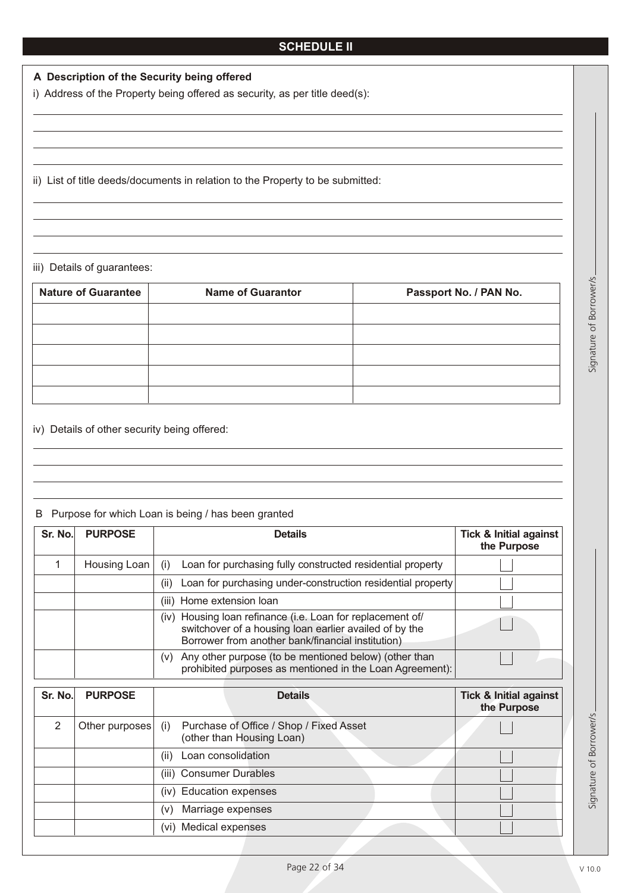## SCHEDULE II

**A Description of the Security being offered**

i) Address of the Property being offered as security, as per title deed(s):

ii) List of title deeds/documents in relation to the Property to be submitted:

iii) Details of guarantees:

| Nature of Guarantee | Name of Guarantor | Passport No. / PAN No. |
|---|---|---|
| | | |
| | | |
| | | |
| | | |
| | | |

iv) Details of other security being offered:

B Purpose for which Loan is being / has been granted

| Sr. No. | PURPOSE | Details | Tick & Initial against the Purpose |
|---|---|---|---|
| 1 | Housing Loan | (i) Loan for purchasing fully constructed residential property | ☐ |
| | | (ii) Loan for purchasing under-construction residential property | ☐ |
| | | (iii) Home extension loan | ☐ |
| | | (iv) Housing loan refinance (i.e. Loan for replacement of/ switchover of a housing loan earlier availed of by the Borrower from another bank/financial institution) | ☐ |
| | | (v) Any other purpose (to be mentioned below) (other than prohibited purposes as mentioned in the Loan Agreement): | ☐ |

| Sr. No. | PURPOSE | Details | Tick & Initial against the Purpose |
|---|---|---|---|
| 2 | Other purposes | (i) Purchase of Office / Shop / Fixed Asset (other than Housing Loan) | ☐ |
| | | (ii) Loan consolidation | ☐ |
| | | (iii) Consumer Durables | ☐ |
| | | (iv) Education expenses | ☐ |
| | | (v) Marriage expenses | ☐ |
| | | (vi) Medical expenses | ☐ |

Signature of Borrower/s ____________

Signature of Borrower/s ____________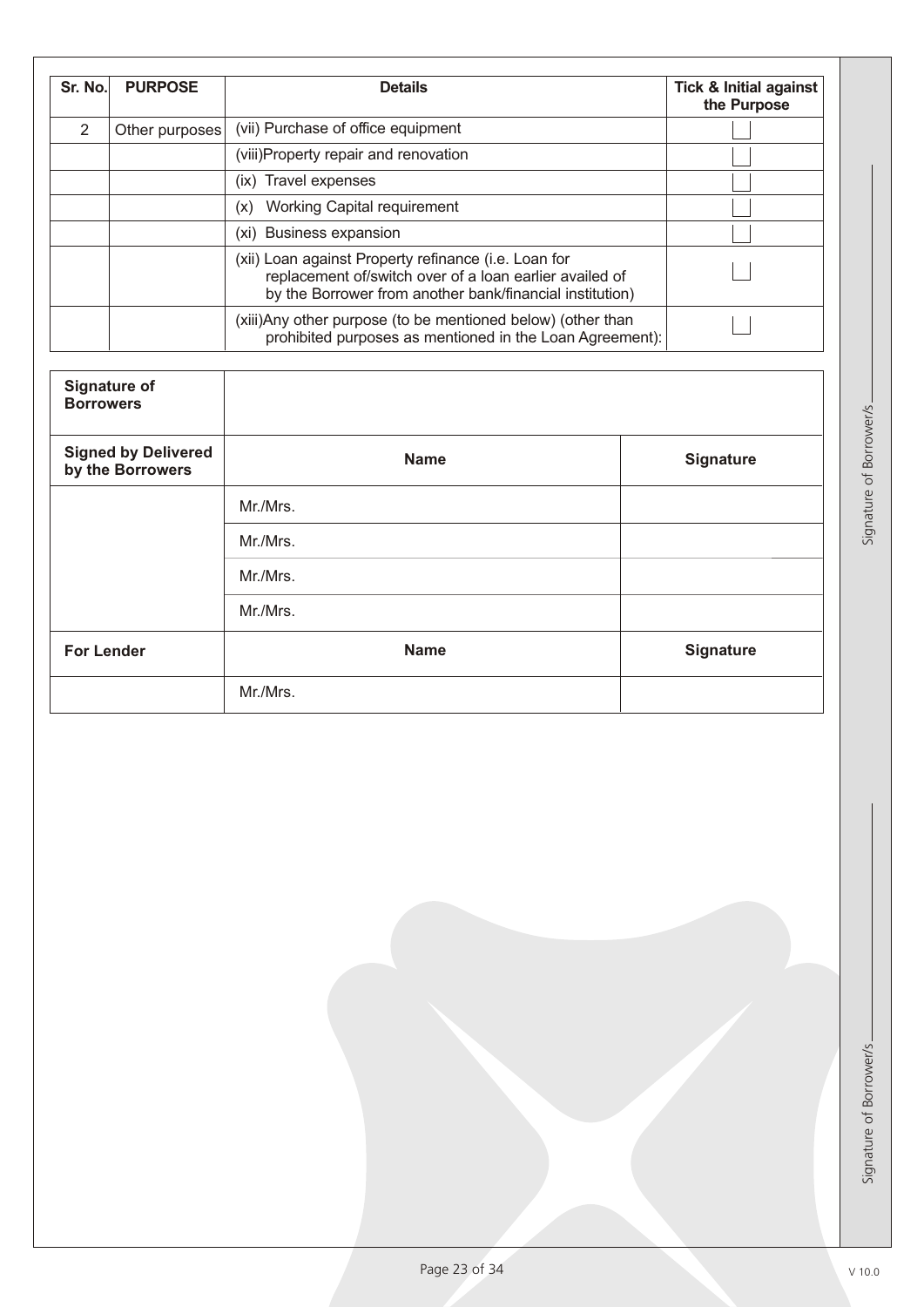| Sr. No. | PURPOSE | Details | Tick & Initial against the Purpose |
|---|---|---|---|
| 2 | Other purposes | (vii) Purchase of office equipment | ☐ |
| | | (viii)Property repair and renovation | ☐ |
| | | (ix) Travel expenses | ☐ |
| | | (x) Working Capital requirement | ☐ |
| | | (xi) Business expansion | ☐ |
| | | (xii) Loan against Property refinance (i.e. Loan for replacement of/switch over of a loan earlier availed of by the Borrower from another bank/financial institution) | ☐ |
| | | (xiii)Any other purpose (to be mentioned below) (other than prohibited purposes as mentioned in the Loan Agreement): | ☐ |

| **Signature of Borrowers** | | |
|---|---|---|
| **Signed by Delivered by the Borrowers** | **Name** | **Signature** |
| | Mr./Mrs. | |
| | Mr./Mrs. | |
| | Mr./Mrs. | |
| | Mr./Mrs. | |
| **For Lender** | **Name** | **Signature** |
| | Mr./Mrs. | |

Signature of Borrower/s ____________

Signature of Borrower/s ____________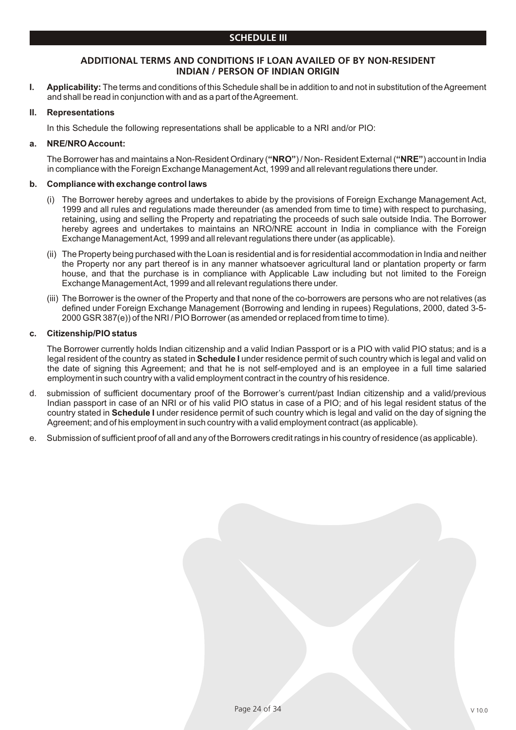## SCHEDULE III

### ADDITIONAL TERMS AND CONDITIONS IF LOAN AVAILED OF BY NON-RESIDENT INDIAN / PERSON OF INDIAN ORIGIN

**I. Applicability:** The terms and conditions of this Schedule shall be in addition to and not in substitution of the Agreement and shall be read in conjunction with and as a part of the Agreement.

**II. Representations**

In this Schedule the following representations shall be applicable to a NRI and/or PIO:

**a. NRE/NRO Account:**

The Borrower has and maintains a Non-Resident Ordinary (**"NRO"**) / Non- Resident External (**"NRE"**) account in India in compliance with the Foreign Exchange Management Act, 1999 and all relevant regulations there under.

**b. Compliance with exchange control laws**

(i) The Borrower hereby agrees and undertakes to abide by the provisions of Foreign Exchange Management Act, 1999 and all rules and regulations made thereunder (as amended from time to time) with respect to purchasing, retaining, using and selling the Property and repatriating the proceeds of such sale outside India. The Borrower hereby agrees and undertakes to maintains an NRO/NRE account in India in compliance with the Foreign Exchange Management Act, 1999 and all relevant regulations there under (as applicable).

(ii) The Property being purchased with the Loan is residential and is for residential accommodation in India and neither the Property nor any part thereof is in any manner whatsoever agricultural land or plantation property or farm house, and that the purchase is in compliance with Applicable Law including but not limited to the Foreign Exchange Management Act, 1999 and all relevant regulations there under.

(iii) The Borrower is the owner of the Property and that none of the co-borrowers are persons who are not relatives (as defined under Foreign Exchange Management (Borrowing and lending in rupees) Regulations, 2000, dated 3-5-2000 GSR 387(e)) of the NRI / PIO Borrower (as amended or replaced from time to time).

**c. Citizenship/PIO status**

The Borrower currently holds Indian citizenship and a valid Indian Passport or is a PIO with valid PIO status; and is a legal resident of the country as stated in **Schedule I** under residence permit of such country which is legal and valid on the date of signing this Agreement; and that he is not self-employed and is an employee in a full time salaried employment in such country with a valid employment contract in the country of his residence.

d. submission of sufficient documentary proof of the Borrower's current/past Indian citizenship and a valid/previous Indian passport in case of an NRI or of his valid PIO status in case of a PIO; and of his legal resident status of the country stated in **Schedule I** under residence permit of such country which is legal and valid on the day of signing the Agreement; and of his employment in such country with a valid employment contract (as applicable).

e. Submission of sufficient proof of all and any of the Borrowers credit ratings in his country of residence (as applicable).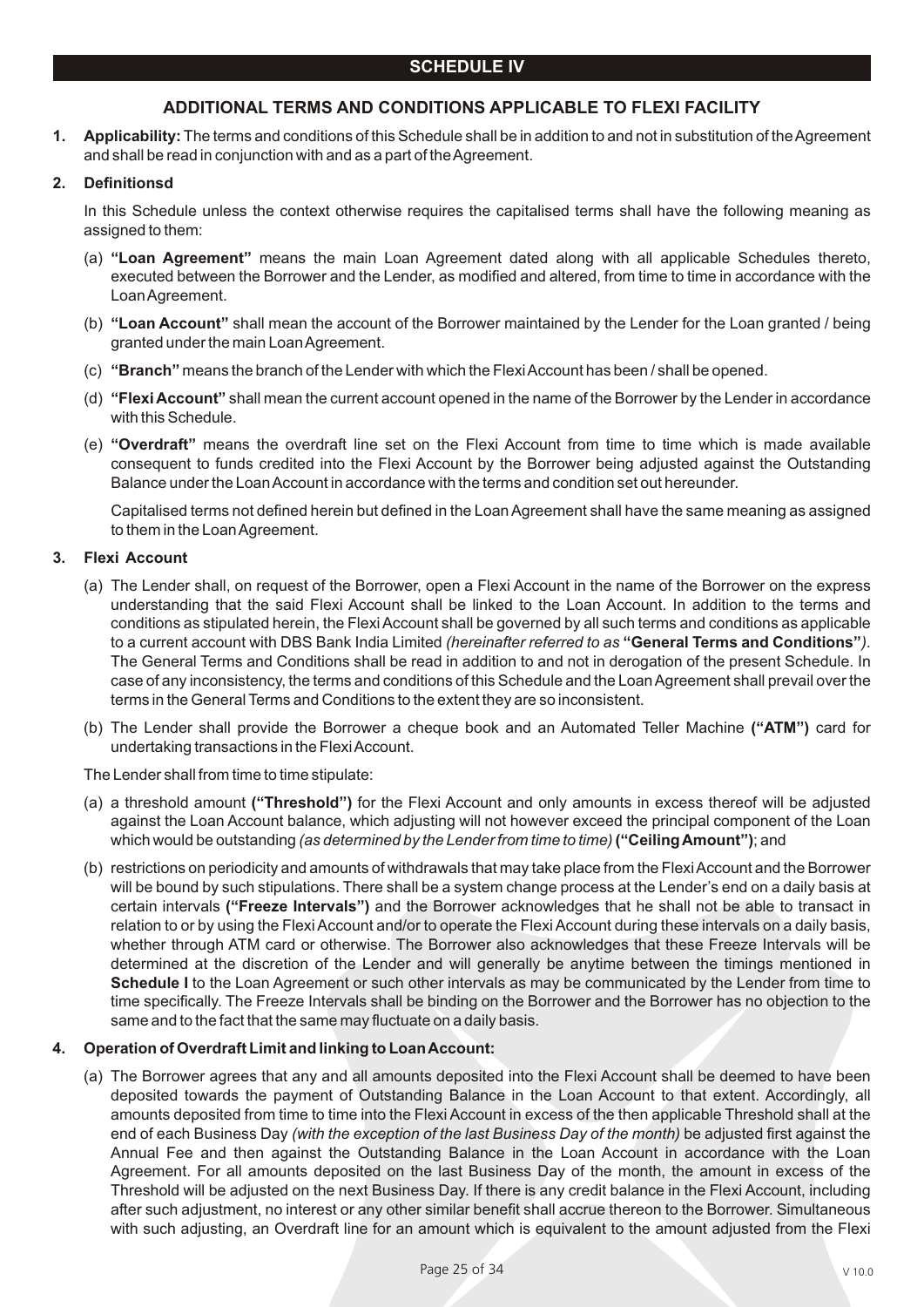## SCHEDULE IV

### ADDITIONAL TERMS AND CONDITIONS APPLICABLE TO FLEXI FACILITY

**1. Applicability:** The terms and conditions of this Schedule shall be in addition to and not in substitution of the Agreement and shall be read in conjunction with and as a part of the Agreement.

**2. Definitionsd**

In this Schedule unless the context otherwise requires the capitalised terms shall have the following meaning as assigned to them:

(a) **"Loan Agreement"** means the main Loan Agreement dated along with all applicable Schedules thereto, executed between the Borrower and the Lender, as modified and altered, from time to time in accordance with the Loan Agreement.

(b) **"Loan Account"** shall mean the account of the Borrower maintained by the Lender for the Loan granted / being granted under the main Loan Agreement.

(c) **"Branch"** means the branch of the Lender with which the Flexi Account has been / shall be opened.

(d) **"Flexi Account"** shall mean the current account opened in the name of the Borrower by the Lender in accordance with this Schedule.

(e) **"Overdraft"** means the overdraft line set on the Flexi Account from time to time which is made available consequent to funds credited into the Flexi Account by the Borrower being adjusted against the Outstanding Balance under the Loan Account in accordance with the terms and condition set out hereunder.

Capitalised terms not defined herein but defined in the Loan Agreement shall have the same meaning as assigned to them in the Loan Agreement.

**3. Flexi Account**

(a) The Lender shall, on request of the Borrower, open a Flexi Account in the name of the Borrower on the express understanding that the said Flexi Account shall be linked to the Loan Account. In addition to the terms and conditions as stipulated herein, the Flexi Account shall be governed by all such terms and conditions as applicable to a current account with DBS Bank India Limited *(hereinafter referred to as* **"General Terms and Conditions"***)*. The General Terms and Conditions shall be read in addition to and not in derogation of the present Schedule. In case of any inconsistency, the terms and conditions of this Schedule and the Loan Agreement shall prevail over the terms in the General Terms and Conditions to the extent they are so inconsistent.

(b) The Lender shall provide the Borrower a cheque book and an Automated Teller Machine **("ATM")** card for undertaking transactions in the Flexi Account.

The Lender shall from time to time stipulate:

(a) a threshold amount **("Threshold")** for the Flexi Account and only amounts in excess thereof will be adjusted against the Loan Account balance, which adjusting will not however exceed the principal component of the Loan which would be outstanding *(as determined by the Lender from time to time)* **("Ceiling Amount")**; and

(b) restrictions on periodicity and amounts of withdrawals that may take place from the Flexi Account and the Borrower will be bound by such stipulations. There shall be a system change process at the Lender's end on a daily basis at certain intervals **("Freeze Intervals")** and the Borrower acknowledges that he shall not be able to transact in relation to or by using the Flexi Account and/or to operate the Flexi Account during these intervals on a daily basis, whether through ATM card or otherwise. The Borrower also acknowledges that these Freeze Intervals will be determined at the discretion of the Lender and will generally be anytime between the timings mentioned in **Schedule I** to the Loan Agreement or such other intervals as may be communicated by the Lender from time to time specifically. The Freeze Intervals shall be binding on the Borrower and the Borrower has no objection to the same and to the fact that the same may fluctuate on a daily basis.

**4. Operation of Overdraft Limit and linking to Loan Account:**

(a) The Borrower agrees that any and all amounts deposited into the Flexi Account shall be deemed to have been deposited towards the payment of Outstanding Balance in the Loan Account to that extent. Accordingly, all amounts deposited from time to time into the Flexi Account in excess of the then applicable Threshold shall at the end of each Business Day *(with the exception of the last Business Day of the month)* be adjusted first against the Annual Fee and then against the Outstanding Balance in the Loan Account in accordance with the Loan Agreement. For all amounts deposited on the last Business Day of the month, the amount in excess of the Threshold will be adjusted on the next Business Day. If there is any credit balance in the Flexi Account, including after such adjustment, no interest or any other similar benefit shall accrue thereon to the Borrower. Simultaneous with such adjusting, an Overdraft line for an amount which is equivalent to the amount adjusted from the Flexi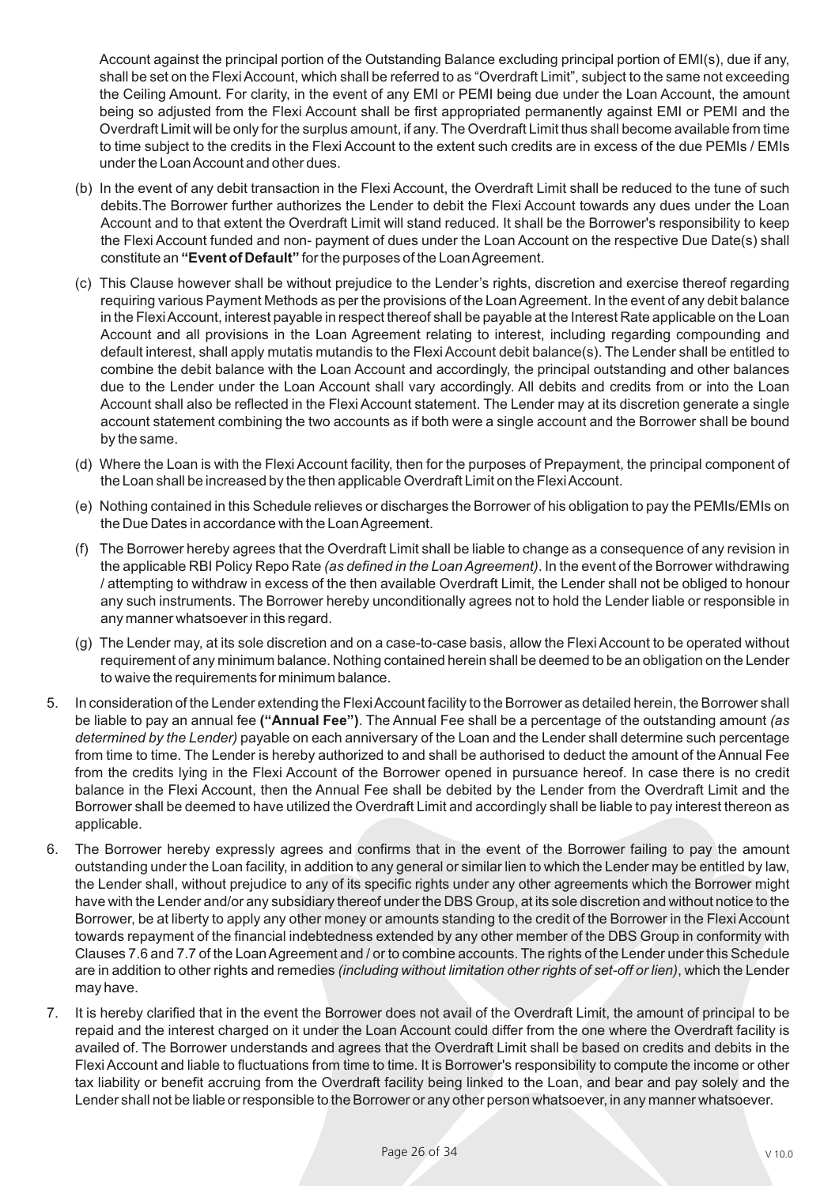Account against the principal portion of the Outstanding Balance excluding principal portion of EMI(s), due if any, shall be set on the Flexi Account, which shall be referred to as "Overdraft Limit", subject to the same not exceeding the Ceiling Amount. For clarity, in the event of any EMI or PEMI being due under the Loan Account, the amount being so adjusted from the Flexi Account shall be first appropriated permanently against EMI or PEMI and the Overdraft Limit will be only for the surplus amount, if any. The Overdraft Limit thus shall become available from time to time subject to the credits in the Flexi Account to the extent such credits are in excess of the due PEMIs / EMIs under the Loan Account and other dues.

(b) In the event of any debit transaction in the Flexi Account, the Overdraft Limit shall be reduced to the tune of such debits.The Borrower further authorizes the Lender to debit the Flexi Account towards any dues under the Loan Account and to that extent the Overdraft Limit will stand reduced. It shall be the Borrower's responsibility to keep the Flexi Account funded and non- payment of dues under the Loan Account on the respective Due Date(s) shall constitute an **"Event of Default"** for the purposes of the Loan Agreement.

(c) This Clause however shall be without prejudice to the Lender's rights, discretion and exercise thereof regarding requiring various Payment Methods as per the provisions of the Loan Agreement. In the event of any debit balance in the Flexi Account, interest payable in respect thereof shall be payable at the Interest Rate applicable on the Loan Account and all provisions in the Loan Agreement relating to interest, including regarding compounding and default interest, shall apply mutatis mutandis to the Flexi Account debit balance(s). The Lender shall be entitled to combine the debit balance with the Loan Account and accordingly, the principal outstanding and other balances due to the Lender under the Loan Account shall vary accordingly. All debits and credits from or into the Loan Account shall also be reflected in the Flexi Account statement. The Lender may at its discretion generate a single account statement combining the two accounts as if both were a single account and the Borrower shall be bound by the same.

(d) Where the Loan is with the Flexi Account facility, then for the purposes of Prepayment, the principal component of the Loan shall be increased by the then applicable Overdraft Limit on the Flexi Account.

(e) Nothing contained in this Schedule relieves or discharges the Borrower of his obligation to pay the PEMIs/EMIs on the Due Dates in accordance with the Loan Agreement.

(f) The Borrower hereby agrees that the Overdraft Limit shall be liable to change as a consequence of any revision in the applicable RBI Policy Repo Rate *(as defined in the Loan Agreement)*. In the event of the Borrower withdrawing / attempting to withdraw in excess of the then available Overdraft Limit, the Lender shall not be obliged to honour any such instruments. The Borrower hereby unconditionally agrees not to hold the Lender liable or responsible in any manner whatsoever in this regard.

(g) The Lender may, at its sole discretion and on a case-to-case basis, allow the Flexi Account to be operated without requirement of any minimum balance. Nothing contained herein shall be deemed to be an obligation on the Lender to waive the requirements for minimum balance.

5. In consideration of the Lender extending the Flexi Account facility to the Borrower as detailed herein, the Borrower shall be liable to pay an annual fee **("Annual Fee")**. The Annual Fee shall be a percentage of the outstanding amount *(as determined by the Lender)* payable on each anniversary of the Loan and the Lender shall determine such percentage from time to time. The Lender is hereby authorized to and shall be authorised to deduct the amount of the Annual Fee from the credits lying in the Flexi Account of the Borrower opened in pursuance hereof. In case there is no credit balance in the Flexi Account, then the Annual Fee shall be debited by the Lender from the Overdraft Limit and the Borrower shall be deemed to have utilized the Overdraft Limit and accordingly shall be liable to pay interest thereon as applicable.

6. The Borrower hereby expressly agrees and confirms that in the event of the Borrower failing to pay the amount outstanding under the Loan facility, in addition to any general or similar lien to which the Lender may be entitled by law, the Lender shall, without prejudice to any of its specific rights under any other agreements which the Borrower might have with the Lender and/or any subsidiary thereof under the DBS Group, at its sole discretion and without notice to the Borrower, be at liberty to apply any other money or amounts standing to the credit of the Borrower in the Flexi Account towards repayment of the financial indebtedness extended by any other member of the DBS Group in conformity with Clauses 7.6 and 7.7 of the Loan Agreement and / or to combine accounts. The rights of the Lender under this Schedule are in addition to other rights and remedies *(including without limitation other rights of set-off or lien)*, which the Lender may have.

7. It is hereby clarified that in the event the Borrower does not avail of the Overdraft Limit, the amount of principal to be repaid and the interest charged on it under the Loan Account could differ from the one where the Overdraft facility is availed of. The Borrower understands and agrees that the Overdraft Limit shall be based on credits and debits in the Flexi Account and liable to fluctuations from time to time. It is Borrower's responsibility to compute the income or other tax liability or benefit accruing from the Overdraft facility being linked to the Loan, and bear and pay solely and the Lender shall not be liable or responsible to the Borrower or any other person whatsoever, in any manner whatsoever.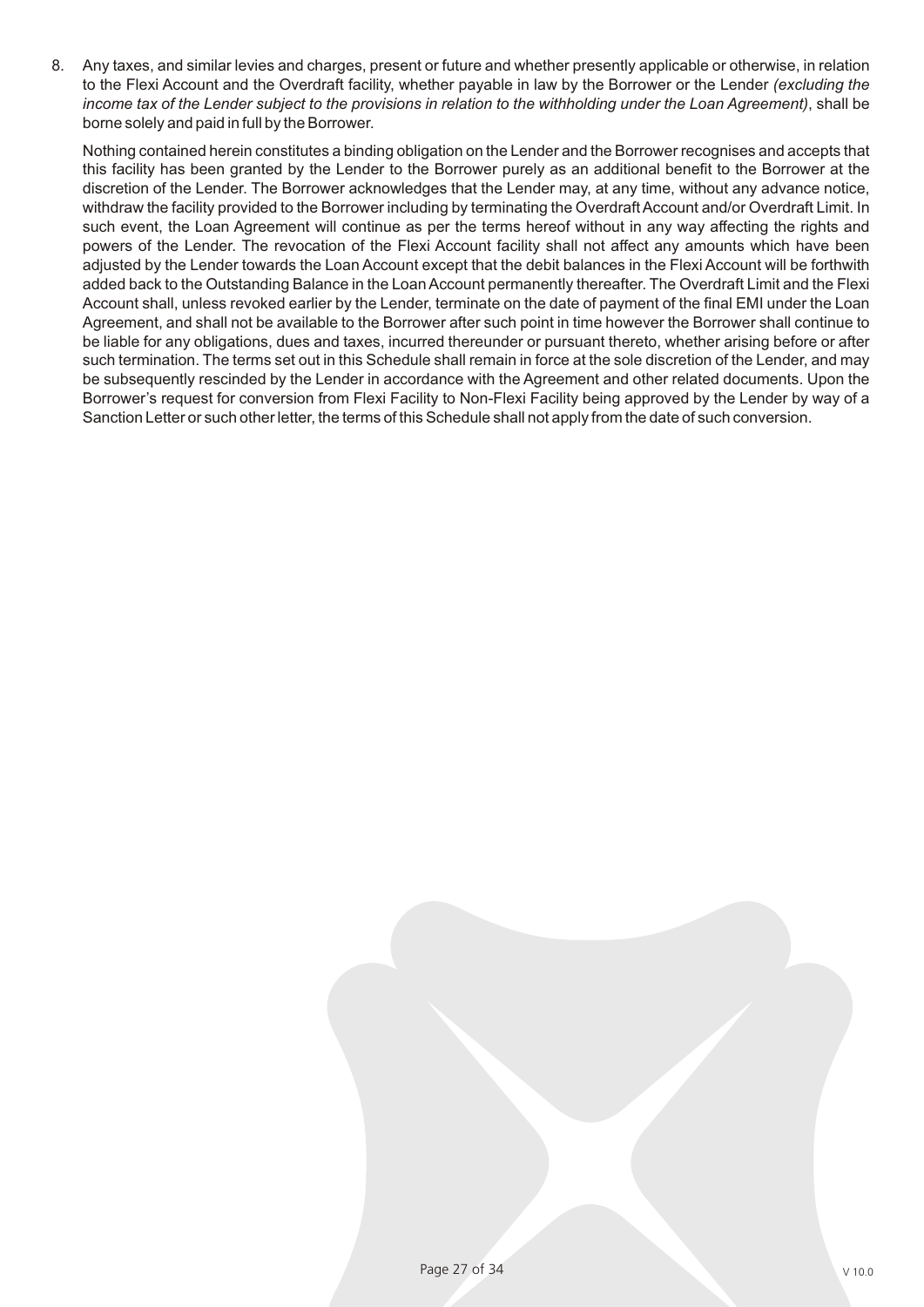8. Any taxes, and similar levies and charges, present or future and whether presently applicable or otherwise, in relation to the Flexi Account and the Overdraft facility, whether payable in law by the Borrower or the Lender *(excluding the income tax of the Lender subject to the provisions in relation to the withholding under the Loan Agreement)*, shall be borne solely and paid in full by the Borrower.

   Nothing contained herein constitutes a binding obligation on the Lender and the Borrower recognises and accepts that this facility has been granted by the Lender to the Borrower purely as an additional benefit to the Borrower at the discretion of the Lender. The Borrower acknowledges that the Lender may, at any time, without any advance notice, withdraw the facility provided to the Borrower including by terminating the Overdraft Account and/or Overdraft Limit. In such event, the Loan Agreement will continue as per the terms hereof without in any way affecting the rights and powers of the Lender. The revocation of the Flexi Account facility shall not affect any amounts which have been adjusted by the Lender towards the Loan Account except that the debit balances in the Flexi Account will be forthwith added back to the Outstanding Balance in the Loan Account permanently thereafter. The Overdraft Limit and the Flexi Account shall, unless revoked earlier by the Lender, terminate on the date of payment of the final EMI under the Loan Agreement, and shall not be available to the Borrower after such point in time however the Borrower shall continue to be liable for any obligations, dues and taxes, incurred thereunder or pursuant thereto, whether arising before or after such termination. The terms set out in this Schedule shall remain in force at the sole discretion of the Lender, and may be subsequently rescinded by the Lender in accordance with the Agreement and other related documents. Upon the Borrower's request for conversion from Flexi Facility to Non-Flexi Facility being approved by the Lender by way of a Sanction Letter or such other letter, the terms of this Schedule shall not apply from the date of such conversion.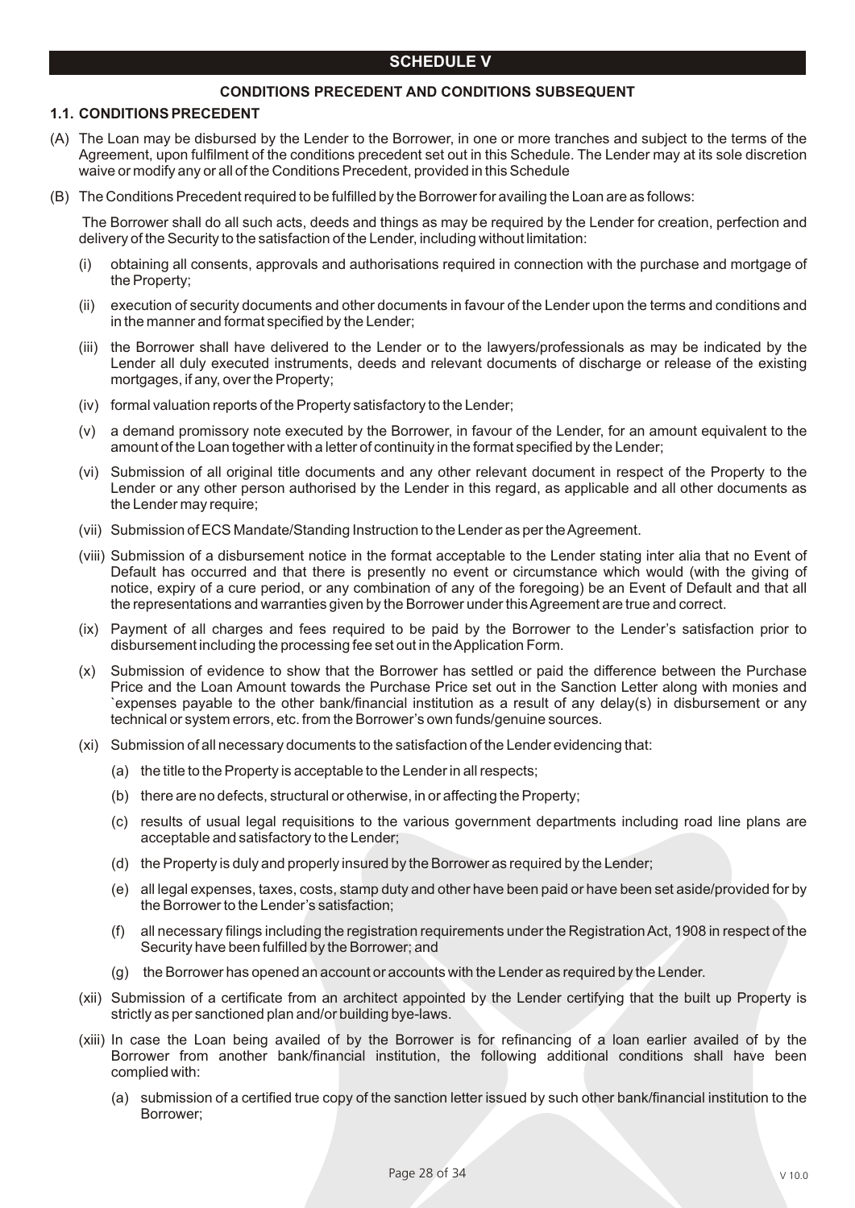# SCHEDULE V

## CONDITIONS PRECEDENT AND CONDITIONS SUBSEQUENT

### 1.1. CONDITIONS PRECEDENT

(A) The Loan may be disbursed by the Lender to the Borrower, in one or more tranches and subject to the terms of the Agreement, upon fulfilment of the conditions precedent set out in this Schedule. The Lender may at its sole discretion waive or modify any or all of the Conditions Precedent, provided in this Schedule

(B) The Conditions Precedent required to be fulfilled by the Borrower for availing the Loan are as follows:

The Borrower shall do all such acts, deeds and things as may be required by the Lender for creation, perfection and delivery of the Security to the satisfaction of the Lender, including without limitation:

(i) obtaining all consents, approvals and authorisations required in connection with the purchase and mortgage of the Property;

(ii) execution of security documents and other documents in favour of the Lender upon the terms and conditions and in the manner and format specified by the Lender;

(iii) the Borrower shall have delivered to the Lender or to the lawyers/professionals as may be indicated by the Lender all duly executed instruments, deeds and relevant documents of discharge or release of the existing mortgages, if any, over the Property;

(iv) formal valuation reports of the Property satisfactory to the Lender;

(v) a demand promissory note executed by the Borrower, in favour of the Lender, for an amount equivalent to the amount of the Loan together with a letter of continuity in the format specified by the Lender;

(vi) Submission of all original title documents and any other relevant document in respect of the Property to the Lender or any other person authorised by the Lender in this regard, as applicable and all other documents as the Lender may require;

(vii) Submission of ECS Mandate/Standing Instruction to the Lender as per the Agreement.

(viii) Submission of a disbursement notice in the format acceptable to the Lender stating inter alia that no Event of Default has occurred and that there is presently no event or circumstance which would (with the giving of notice, expiry of a cure period, or any combination of any of the foregoing) be an Event of Default and that all the representations and warranties given by the Borrower under this Agreement are true and correct.

(ix) Payment of all charges and fees required to be paid by the Borrower to the Lender's satisfaction prior to disbursement including the processing fee set out in the Application Form.

(x) Submission of evidence to show that the Borrower has settled or paid the difference between the Purchase Price and the Loan Amount towards the Purchase Price set out in the Sanction Letter along with monies and `expenses payable to the other bank/financial institution as a result of any delay(s) in disbursement or any technical or system errors, etc. from the Borrower's own funds/genuine sources.

(xi) Submission of all necessary documents to the satisfaction of the Lender evidencing that:

(a) the title to the Property is acceptable to the Lender in all respects;

(b) there are no defects, structural or otherwise, in or affecting the Property;

(c) results of usual legal requisitions to the various government departments including road line plans are acceptable and satisfactory to the Lender;

(d) the Property is duly and properly insured by the Borrower as required by the Lender;

(e) all legal expenses, taxes, costs, stamp duty and other have been paid or have been set aside/provided for by the Borrower to the Lender's satisfaction;

(f) all necessary filings including the registration requirements under the Registration Act, 1908 in respect of the Security have been fulfilled by the Borrower; and

(g) the Borrower has opened an account or accounts with the Lender as required by the Lender.

(xii) Submission of a certificate from an architect appointed by the Lender certifying that the built up Property is strictly as per sanctioned plan and/or building bye-laws.

(xiii) In case the Loan being availed of by the Borrower is for refinancing of a loan earlier availed of by the Borrower from another bank/financial institution, the following additional conditions shall have been complied with:

(a) submission of a certified true copy of the sanction letter issued by such other bank/financial institution to the Borrower;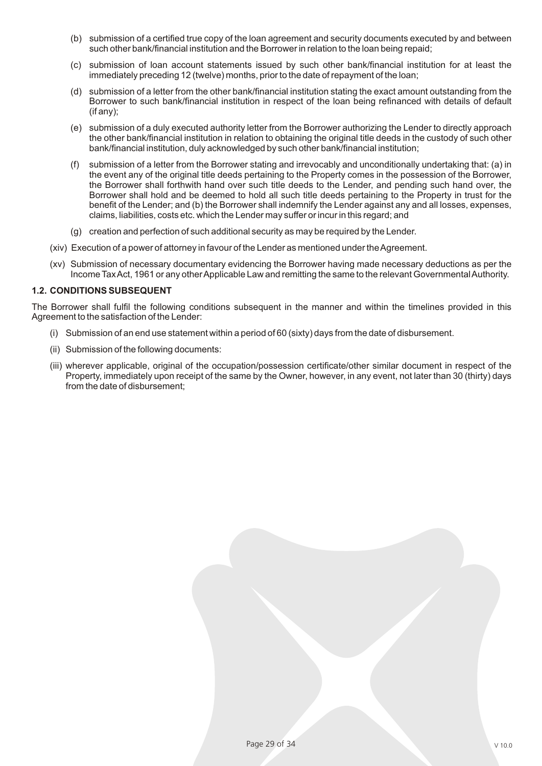(b) submission of a certified true copy of the loan agreement and security documents executed by and between such other bank/financial institution and the Borrower in relation to the loan being repaid;

(c) submission of loan account statements issued by such other bank/financial institution for at least the immediately preceding 12 (twelve) months, prior to the date of repayment of the loan;

(d) submission of a letter from the other bank/financial institution stating the exact amount outstanding from the Borrower to such bank/financial institution in respect of the loan being refinanced with details of default (if any);

(e) submission of a duly executed authority letter from the Borrower authorizing the Lender to directly approach the other bank/financial institution in relation to obtaining the original title deeds in the custody of such other bank/financial institution, duly acknowledged by such other bank/financial institution;

(f) submission of a letter from the Borrower stating and irrevocably and unconditionally undertaking that: (a) in the event any of the original title deeds pertaining to the Property comes in the possession of the Borrower, the Borrower shall forthwith hand over such title deeds to the Lender, and pending such hand over, the Borrower shall hold and be deemed to hold all such title deeds pertaining to the Property in trust for the benefit of the Lender; and (b) the Borrower shall indemnify the Lender against any and all losses, expenses, claims, liabilities, costs etc. which the Lender may suffer or incur in this regard; and

(g) creation and perfection of such additional security as may be required by the Lender.

(xiv) Execution of a power of attorney in favour of the Lender as mentioned under the Agreement.

(xv) Submission of necessary documentary evidencing the Borrower having made necessary deductions as per the Income Tax Act, 1961 or any other Applicable Law and remitting the same to the relevant Governmental Authority.

**1.2. CONDITIONS SUBSEQUENT**

The Borrower shall fulfil the following conditions subsequent in the manner and within the timelines provided in this Agreement to the satisfaction of the Lender:

(i) Submission of an end use statement within a period of 60 (sixty) days from the date of disbursement.

(ii) Submission of the following documents:

(iii) wherever applicable, original of the occupation/possession certificate/other similar document in respect of the Property, immediately upon receipt of the same by the Owner, however, in any event, not later than 30 (thirty) days from the date of disbursement;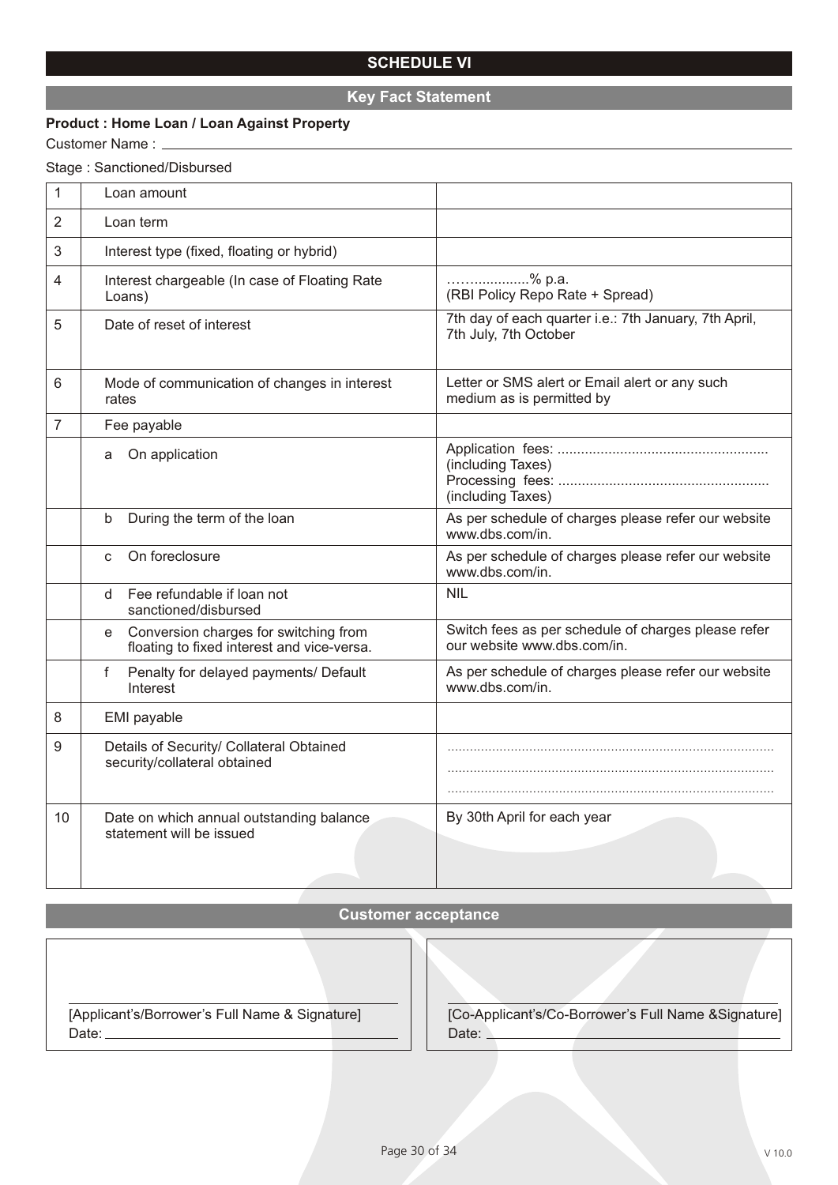# SCHEDULE VI

## Key Fact Statement

**Product : Home Loan / Loan Against Property**

Customer Name : ______________________________

Stage : Sanctioned/Disbursed

| | | |
|---|---|---|
| 1 | Loan amount | |
| 2 | Loan term | |
| 3 | Interest type (fixed, floating or hybrid) | |
| 4 | Interest chargeable (In case of Floating Rate Loans) | ……...............% p.a. (RBI Policy Repo Rate + Spread) |
| 5 | Date of reset of interest | 7th day of each quarter i.e.: 7th January, 7th April, 7th July, 7th October |
| 6 | Mode of communication of changes in interest rates | Letter or SMS alert or Email alert or any such medium as is permitted by |
| 7 | Fee payable | |
| | a On application | Application fees: ..................................................... (including Taxes) Processing fees: ..................................................... (including Taxes) |
| | b During the term of the loan | As per schedule of charges please refer our website www.dbs.com/in. |
| | c On foreclosure | As per schedule of charges please refer our website www.dbs.com/in. |
| | d Fee refundable if loan not sanctioned/disbursed | NIL |
| | e Conversion charges for switching from floating to fixed interest and vice-versa. | Switch fees as per schedule of charges please refer our website www.dbs.com/in. |
| | f Penalty for delayed payments/ Default Interest | As per schedule of charges please refer our website www.dbs.com/in. |
| 8 | EMI payable | |
| 9 | Details of Security/ Collateral Obtained security/collateral obtained | ...................................................................................... ...................................................................................... ...................................................................................... |
| 10 | Date on which annual outstanding balance statement will be issued | By 30th April for each year |

## Customer acceptance

______________________________
[Applicant's/Borrower's Full Name & Signature]
Date: ______________________________

______________________________
[Co-Applicant's/Co-Borrower's Full Name &Signature]
Date: ______________________________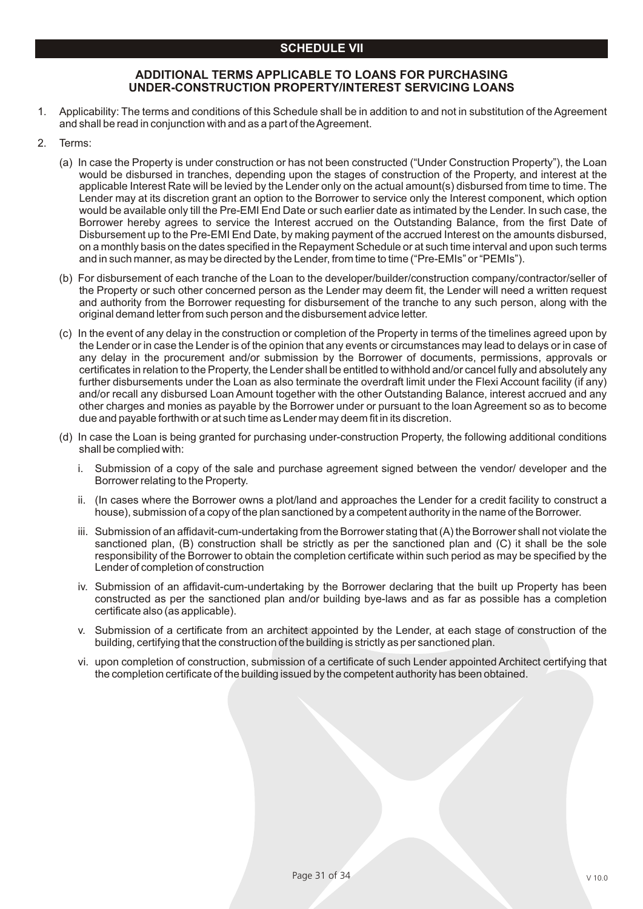# SCHEDULE VII

## ADDITIONAL TERMS APPLICABLE TO LOANS FOR PURCHASING UNDER-CONSTRUCTION PROPERTY/INTEREST SERVICING LOANS

1. Applicability: The terms and conditions of this Schedule shall be in addition to and not in substitution of the Agreement and shall be read in conjunction with and as a part of the Agreement.

2. Terms:

   (a) In case the Property is under construction or has not been constructed ("Under Construction Property"), the Loan would be disbursed in tranches, depending upon the stages of construction of the Property, and interest at the applicable Interest Rate will be levied by the Lender only on the actual amount(s) disbursed from time to time. The Lender may at its discretion grant an option to the Borrower to service only the Interest component, which option would be available only till the Pre-EMI End Date or such earlier date as intimated by the Lender. In such case, the Borrower hereby agrees to service the Interest accrued on the Outstanding Balance, from the first Date of Disbursement up to the Pre-EMI End Date, by making payment of the accrued Interest on the amounts disbursed, on a monthly basis on the dates specified in the Repayment Schedule or at such time interval and upon such terms and in such manner, as may be directed by the Lender, from time to time ("Pre-EMIs" or "PEMIs").

   (b) For disbursement of each tranche of the Loan to the developer/builder/construction company/contractor/seller of the Property or such other concerned person as the Lender may deem fit, the Lender will need a written request and authority from the Borrower requesting for disbursement of the tranche to any such person, along with the original demand letter from such person and the disbursement advice letter.

   (c) In the event of any delay in the construction or completion of the Property in terms of the timelines agreed upon by the Lender or in case the Lender is of the opinion that any events or circumstances may lead to delays or in case of any delay in the procurement and/or submission by the Borrower of documents, permissions, approvals or certificates in relation to the Property, the Lender shall be entitled to withhold and/or cancel fully and absolutely any further disbursements under the Loan as also terminate the overdraft limit under the Flexi Account facility (if any) and/or recall any disbursed Loan Amount together with the other Outstanding Balance, interest accrued and any other charges and monies as payable by the Borrower under or pursuant to the loan Agreement so as to become due and payable forthwith or at such time as Lender may deem fit in its discretion.

   (d) In case the Loan is being granted for purchasing under-construction Property, the following additional conditions shall be complied with:

      i. Submission of a copy of the sale and purchase agreement signed between the vendor/ developer and the Borrower relating to the Property.

      ii. (In cases where the Borrower owns a plot/land and approaches the Lender for a credit facility to construct a house), submission of a copy of the plan sanctioned by a competent authority in the name of the Borrower.

      iii. Submission of an affidavit-cum-undertaking from the Borrower stating that (A) the Borrower shall not violate the sanctioned plan, (B) construction shall be strictly as per the sanctioned plan and (C) it shall be the sole responsibility of the Borrower to obtain the completion certificate within such period as may be specified by the Lender of completion of construction

      iv. Submission of an affidavit-cum-undertaking by the Borrower declaring that the built up Property has been constructed as per the sanctioned plan and/or building bye-laws and as far as possible has a completion certificate also (as applicable).

      v. Submission of a certificate from an architect appointed by the Lender, at each stage of construction of the building, certifying that the construction of the building is strictly as per sanctioned plan.

      vi. upon completion of construction, submission of a certificate of such Lender appointed Architect certifying that the completion certificate of the building issued by the competent authority has been obtained.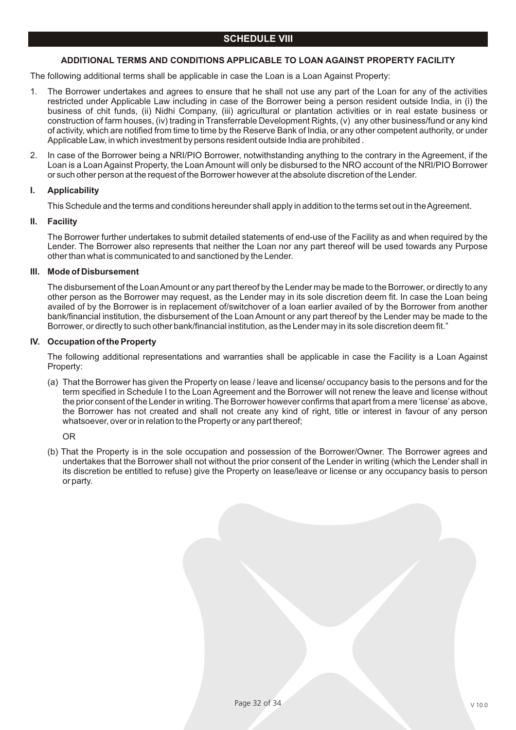# SCHEDULE VIII

## ADDITIONAL TERMS AND CONDITIONS APPLICABLE TO LOAN AGAINST PROPERTY FACILITY

The following additional terms shall be applicable in case the Loan is a Loan Against Property:

1. The Borrower undertakes and agrees to ensure that he shall not use any part of the Loan for any of the activities restricted under Applicable Law including in case of the Borrower being a person resident outside India, in (i) the business of chit funds, (ii) Nidhi Company, (iii) agricultural or plantation activities or in real estate business or construction of farm houses, (iv) trading in Transferrable Development Rights, (v) any other business/fund or any kind of activity, which are notified from time to time by the Reserve Bank of India, or any other competent authority, or under Applicable Law, in which investment by persons resident outside India are prohibited .

2. In case of the Borrower being a NRI/PIO Borrower, notwithstanding anything to the contrary in the Agreement, if the Loan is a Loan Against Property, the Loan Amount will only be disbursed to the NRO account of the NRI/PIO Borrower or such other person at the request of the Borrower however at the absolute discretion of the Lender.

### I. Applicability

This Schedule and the terms and conditions hereunder shall apply in addition to the terms set out in the Agreement.

### II. Facility

The Borrower further undertakes to submit detailed statements of end-use of the Facility as and when required by the Lender. The Borrower also represents that neither the Loan nor any part thereof will be used towards any Purpose other than what is communicated to and sanctioned by the Lender.

### III. Mode of Disbursement

The disbursement of the Loan Amount or any part thereof by the Lender may be made to the Borrower, or directly to any other person as the Borrower may request, as the Lender may in its sole discretion deem fit. In case the Loan being availed of by the Borrower is in replacement of/switchover of a loan earlier availed of by the Borrower from another bank/financial institution, the disbursement of the Loan Amount or any part thereof by the Lender may be made to the Borrower, or directly to such other bank/financial institution, as the Lender may in its sole discretion deem fit."

### IV. Occupation of the Property

The following additional representations and warranties shall be applicable in case the Facility is a Loan Against Property:

(a) That the Borrower has given the Property on lease / leave and license/ occupancy basis to the persons and for the term specified in Schedule I to the Loan Agreement and the Borrower will not renew the leave and license without the prior consent of the Lender in writing. The Borrower however confirms that apart from a mere 'license' as above, the Borrower has not created and shall not create any kind of right, title or interest in favour of any person whatsoever, over or in relation to the Property or any part thereof;

OR

(b) That the Property is in the sole occupation and possession of the Borrower/Owner. The Borrower agrees and undertakes that the Borrower shall not without the prior consent of the Lender in writing (which the Lender shall in its discretion be entitled to refuse) give the Property on lease/leave or license or any occupancy basis to person or party.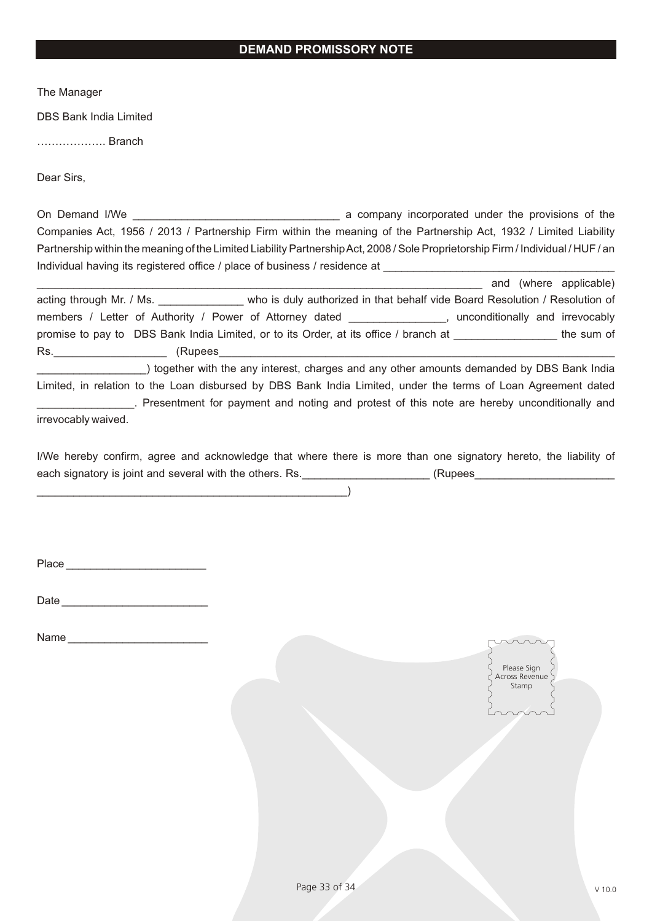## DEMAND PROMISSORY NOTE

The Manager

DBS Bank India Limited

………………. Branch

Dear Sirs,

On Demand I/We _________________________________ a company incorporated under the provisions of the Companies Act, 1956 / 2013 / Partnership Firm within the meaning of the Partnership Act, 1932 / Limited Liability Partnership within the meaning of the Limited Liability Partnership Act, 2008 / Sole Proprietorship Firm / Individual / HUF / an Individual having its registered office / place of business / residence at _____________________________________ ______________________________________________________________________ and (where applicable) acting through Mr. / Ms. _____________ who is duly authorized in that behalf vide Board Resolution / Resolution of members / Letter of Authority / Power of Attorney dated _______________, unconditionally and irrevocably promise to pay to DBS Bank India Limited, or to its Order, at its office / branch at ________________ the sum of Rs.__________________ (Rupees_________________________________________________________________ _________________) together with the any interest, charges and any other amounts demanded by DBS Bank India Limited, in relation to the Loan disbursed by DBS Bank India Limited, under the terms of Loan Agreement dated _______________. Presentment for payment and noting and protest of this note are hereby unconditionally and irrevocably waived.

I/We hereby confirm, agree and acknowledge that where there is more than one signatory hereto, the liability of each signatory is joint and several with the others. Rs.____________________ (Rupees______________________ ___________________________________________________)

Place ______________________

Date _______________________

Name ______________________

Please Sign Across Revenue Stamp

V 10.0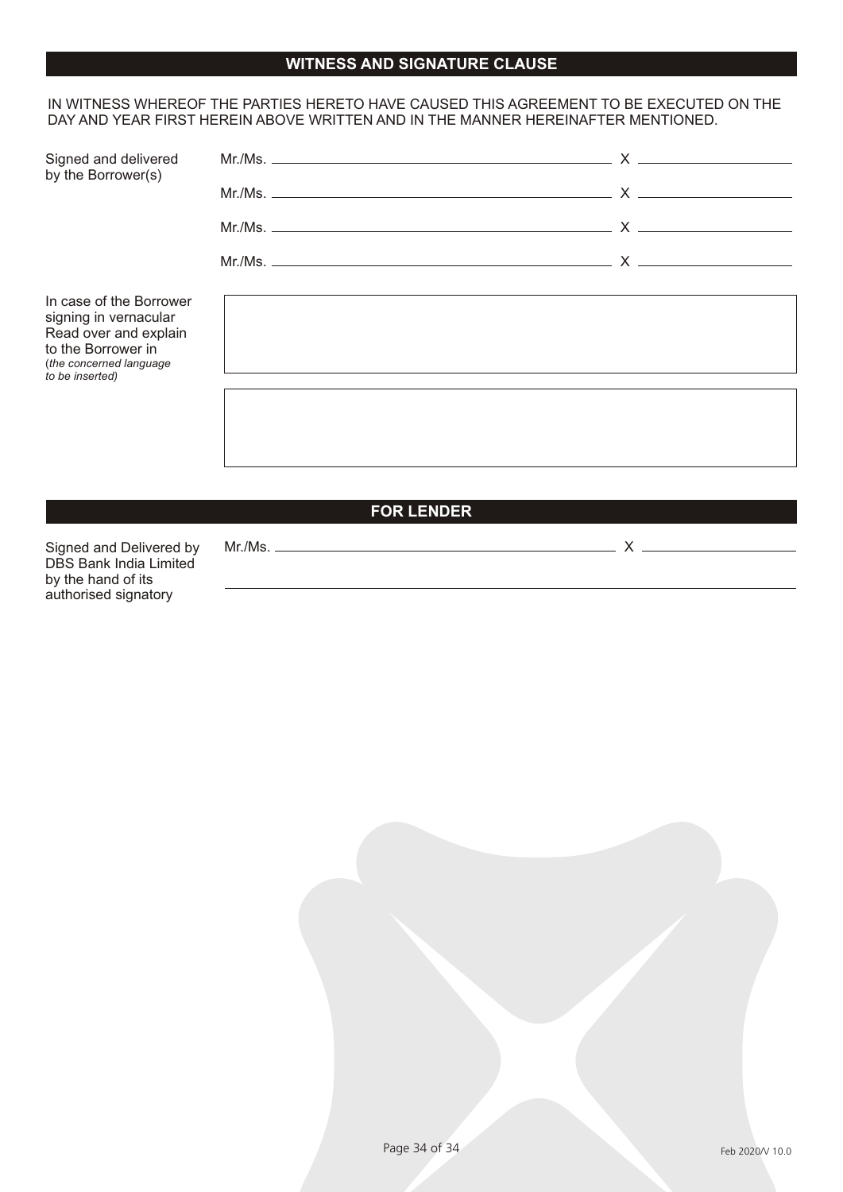## WITNESS AND SIGNATURE CLAUSE

IN WITNESS WHEREOF THE PARTIES HERETO HAVE CAUSED THIS AGREEMENT TO BE EXECUTED ON THE DAY AND YEAR FIRST HEREIN ABOVE WRITTEN AND IN THE MANNER HEREINAFTER MENTIONED.

| | | |
|---|---|---|
| Signed and delivered by the Borrower(s) | Mr./Ms. ______________________________ | X ______________ |
| | Mr./Ms. ______________________________ | X ______________ |
| | Mr./Ms. ______________________________ | X ______________ |
| | Mr./Ms. ______________________________ | X ______________ |

In case of the Borrower signing in vernacular Read over and explain to the Borrower in (*the concerned language to be inserted*)

## FOR LENDER

| | | |
|---|---|---|
| Signed and Delivered by DBS Bank India Limited by the hand of its authorised signatory | Mr./Ms. ______________________________ | X ______________ |

Feb 2020/V 10.0